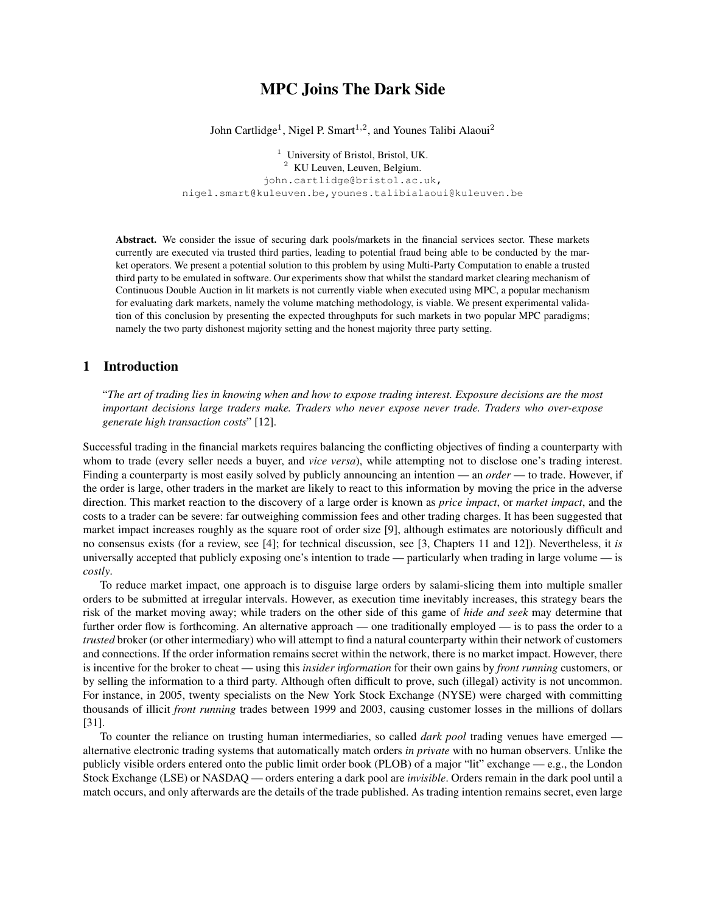# MPC Joins The Dark Side

John Cartlidge[1], Nigel P. Smart[1,2], and Younes Talibi Alaoui[2]

[1] University of Bristol, Bristol, UK.
[2] KU Leuven, Leuven, Belgium.
john.cartlidge@bristol.ac.uk,
nigel.smart@kuleuven.be,younes.talibialaoui@kuleuven.be

**Abstract.** We consider the issue of securing dark pools/markets in the financial services sector. These markets currently are executed via trusted third parties, leading to potential fraud being able to be conducted by the market operators. We present a potential solution to this problem by using Multi-Party Computation to enable a trusted third party to be emulated in software. Our experiments show that whilst the standard market clearing mechanism of Continuous Double Auction in lit markets is not currently viable when executed using MPC, a popular mechanism for evaluating dark markets, namely the volume matching methodology, is viable. We present experimental validation of this conclusion by presenting the expected throughputs for such markets in two popular MPC paradigms; namely the two party dishonest majority setting and the honest majority three party setting.

## 1 Introduction

"*The art of trading lies in knowing when and how to expose trading interest. Exposure decisions are the most important decisions large traders make. Traders who never expose never trade. Traders who over-expose generate high transaction costs*" [12].

Successful trading in the financial markets requires balancing the conflicting objectives of finding a counterparty with whom to trade (every seller needs a buyer, and *vice versa*), while attempting not to disclose one's trading interest. Finding a counterparty is most easily solved by publicly announcing an intention — an *order* — to trade. However, if the order is large, other traders in the market are likely to react to this information by moving the price in the adverse direction. This market reaction to the discovery of a large order is known as *price impact*, or *market impact*, and the costs to a trader can be severe: far outweighing commission fees and other trading charges. It has been suggested that market impact increases roughly as the square root of order size [9], although estimates are notoriously difficult and no consensus exists (for a review, see [4]; for technical discussion, see [3, Chapters 11 and 12]). Nevertheless, it *is* universally accepted that publicly exposing one's intention to trade — particularly when trading in large volume — is *costly*.

To reduce market impact, one approach is to disguise large orders by salami-slicing them into multiple smaller orders to be submitted at irregular intervals. However, as execution time inevitably increases, this strategy bears the risk of the market moving away; while traders on the other side of this game of *hide and seek* may determine that further order flow is forthcoming. An alternative approach — one traditionally employed — is to pass the order to a *trusted* broker (or other intermediary) who will attempt to find a natural counterparty within their network of customers and connections. If the order information remains secret within the network, there is no market impact. However, there is incentive for the broker to cheat — using this *insider information* for their own gains by *front running* customers, or by selling the information to a third party. Although often difficult to prove, such (illegal) activity is not uncommon. For instance, in 2005, twenty specialists on the New York Stock Exchange (NYSE) were charged with committing thousands of illicit *front running* trades between 1999 and 2003, causing customer losses in the millions of dollars [31].

To counter the reliance on trusting human intermediaries, so called *dark pool* trading venues have emerged — alternative electronic trading systems that automatically match orders *in private* with no human observers. Unlike the publicly visible orders entered onto the public limit order book (PLOB) of a major "lit" exchange — e.g., the London Stock Exchange (LSE) or NASDAQ — orders entering a dark pool are *invisible*. Orders remain in the dark pool until a match occurs, and only afterwards are the details of the trade published. As trading intention remains secret, even large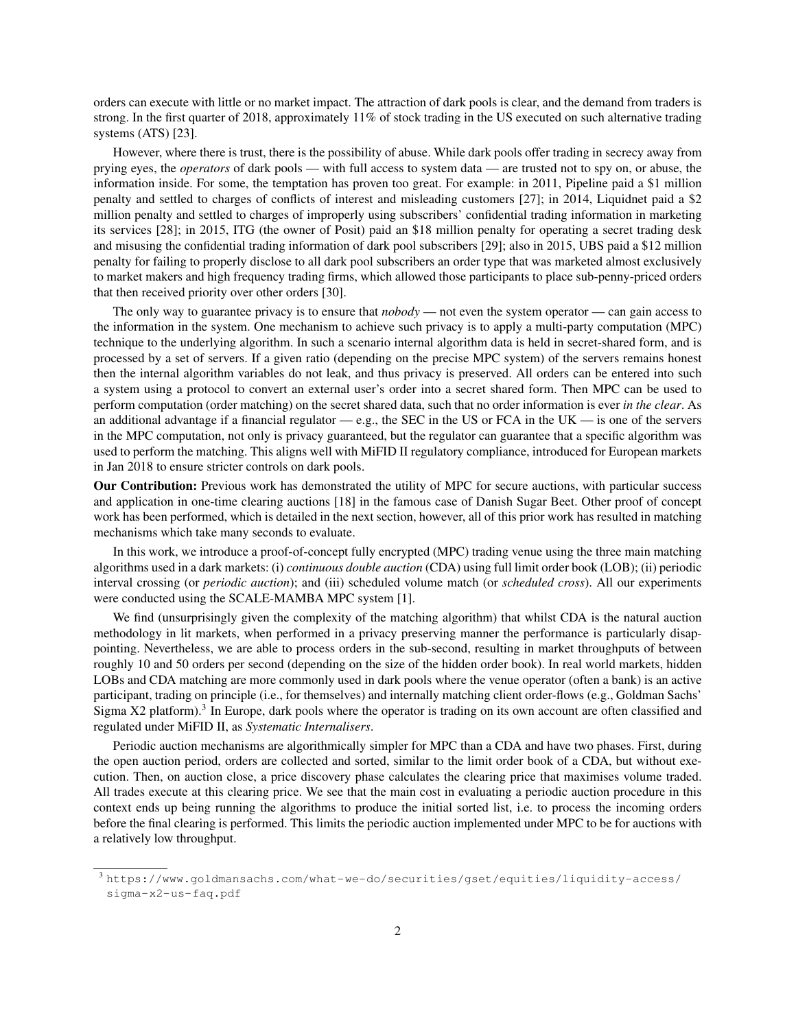orders can execute with little or no market impact. The attraction of dark pools is clear, and the demand from traders is strong. In the first quarter of 2018, approximately 11% of stock trading in the US executed on such alternative trading systems (ATS) [23].

However, where there is trust, there is the possibility of abuse. While dark pools offer trading in secrecy away from prying eyes, the *operators* of dark pools — with full access to system data — are trusted not to spy on, or abuse, the information inside. For some, the temptation has proven too great. For example: in 2011, Pipeline paid a $1 million penalty and settled to charges of conflicts of interest and misleading customers [27]; in 2014, Liquidnet paid a $2 million penalty and settled to charges of improperly using subscribers' confidential trading information in marketing its services [28]; in 2015, ITG (the owner of Posit) paid an $18 million penalty for operating a secret trading desk and misusing the confidential trading information of dark pool subscribers [29]; also in 2015, UBS paid a $12 million penalty for failing to properly disclose to all dark pool subscribers an order type that was marketed almost exclusively to market makers and high frequency trading firms, which allowed those participants to place sub-penny-priced orders that then received priority over other orders [30].

The only way to guarantee privacy is to ensure that *nobody* — not even the system operator — can gain access to the information in the system. One mechanism to achieve such privacy is to apply a multi-party computation (MPC) technique to the underlying algorithm. In such a scenario internal algorithm data is held in secret-shared form, and is processed by a set of servers. If a given ratio (depending on the precise MPC system) of the servers remains honest then the internal algorithm variables do not leak, and thus privacy is preserved. All orders can be entered into such a system using a protocol to convert an external user's order into a secret shared form. Then MPC can be used to perform computation (order matching) on the secret shared data, such that no order information is ever *in the clear*. As an additional advantage if a financial regulator — e.g., the SEC in the US or FCA in the UK — is one of the servers in the MPC computation, not only is privacy guaranteed, but the regulator can guarantee that a specific algorithm was used to perform the matching. This aligns well with MiFID II regulatory compliance, introduced for European markets in Jan 2018 to ensure stricter controls on dark pools.

**Our Contribution:** Previous work has demonstrated the utility of MPC for secure auctions, with particular success and application in one-time clearing auctions [18] in the famous case of Danish Sugar Beet. Other proof of concept work has been performed, which is detailed in the next section, however, all of this prior work has resulted in matching mechanisms which take many seconds to evaluate.

In this work, we introduce a proof-of-concept fully encrypted (MPC) trading venue using the three main matching algorithms used in a dark markets: (i) *continuous double auction* (CDA) using full limit order book (LOB); (ii) periodic interval crossing (or *periodic auction*); and (iii) scheduled volume match (or *scheduled cross*). All our experiments were conducted using the SCALE-MAMBA MPC system [1].

We find (unsurprisingly given the complexity of the matching algorithm) that whilst CDA is the natural auction methodology in lit markets, when performed in a privacy preserving manner the performance is particularly disappointing. Nevertheless, we are able to process orders in the sub-second, resulting in market throughputs of between roughly 10 and 50 orders per second (depending on the size of the hidden order book). In real world markets, hidden LOBs and CDA matching are more commonly used in dark pools where the venue operator (often a bank) is an active participant, trading on principle (i.e., for themselves) and internally matching client order-flows (e.g., Goldman Sachs' Sigma X2 platform).[3] In Europe, dark pools where the operator is trading on its own account are often classified and regulated under MiFID II, as *Systematic Internalisers*.

Periodic auction mechanisms are algorithmically simpler for MPC than a CDA and have two phases. First, during the open auction period, orders are collected and sorted, similar to the limit order book of a CDA, but without execution. Then, on auction close, a price discovery phase calculates the clearing price that maximises volume traded. All trades execute at this clearing price. We see that the main cost in evaluating a periodic auction procedure in this context ends up being running the algorithms to produce the initial sorted list, i.e. to process the incoming orders before the final clearing is performed. This limits the periodic auction implemented under MPC to be for auctions with a relatively low throughput.

[3] `https://www.goldmansachs.com/what-we-do/securities/gset/equities/liquidity-access/sigma-x2-us-faq.pdf`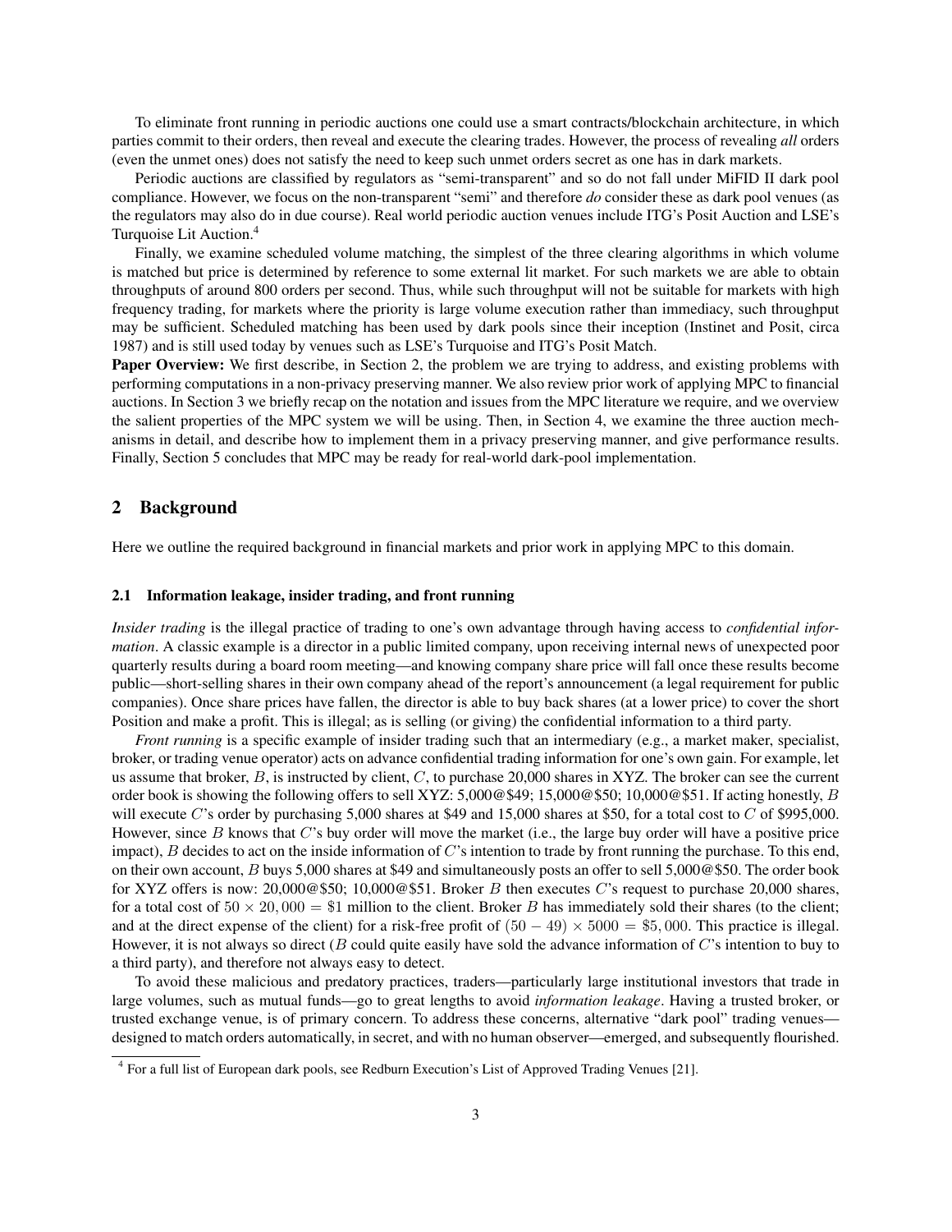To eliminate front running in periodic auctions one could use a smart contracts/blockchain architecture, in which parties commit to their orders, then reveal and execute the clearing trades. However, the process of revealing *all* orders (even the unmet ones) does not satisfy the need to keep such unmet orders secret as one has in dark markets.

Periodic auctions are classified by regulators as "semi-transparent" and so do not fall under MiFID II dark pool compliance. However, we focus on the non-transparent "semi" and therefore *do* consider these as dark pool venues (as the regulators may also do in due course). Real world periodic auction venues include ITG's Posit Auction and LSE's Turquoise Lit Auction.[4]

Finally, we examine scheduled volume matching, the simplest of the three clearing algorithms in which volume is matched but price is determined by reference to some external lit market. For such markets we are able to obtain throughputs of around 800 orders per second. Thus, while such throughput will not be suitable for markets with high frequency trading, for markets where the priority is large volume execution rather than immediacy, such throughput may be sufficient. Scheduled matching has been used by dark pools since their inception (Instinet and Posit, circa 1987) and is still used today by venues such as LSE's Turquoise and ITG's Posit Match.

**Paper Overview:** We first describe, in Section 2, the problem we are trying to address, and existing problems with performing computations in a non-privacy preserving manner. We also review prior work of applying MPC to financial auctions. In Section 3 we briefly recap on the notation and issues from the MPC literature we require, and we overview the salient properties of the MPC system we will be using. Then, in Section 4, we examine the three auction mechanisms in detail, and describe how to implement them in a privacy preserving manner, and give performance results. Finally, Section 5 concludes that MPC may be ready for real-world dark-pool implementation.

## 2 Background

Here we outline the required background in financial markets and prior work in applying MPC to this domain.

### 2.1 Information leakage, insider trading, and front running

*Insider trading* is the illegal practice of trading to one's own advantage through having access to *confidential information*. A classic example is a director in a public limited company, upon receiving internal news of unexpected poor quarterly results during a board room meeting—and knowing company share price will fall once these results become public—short-selling shares in their own company ahead of the report's announcement (a legal requirement for public companies). Once share prices have fallen, the director is able to buy back shares (at a lower price) to cover the short Position and make a profit. This is illegal; as is selling (or giving) the confidential information to a third party.

*Front running* is a specific example of insider trading such that an intermediary (e.g., a market maker, specialist, broker, or trading venue operator) acts on advance confidential trading information for one's own gain. For example, let us assume that broker, $B$, is instructed by client, $C$, to purchase 20,000 shares in XYZ. The broker can see the current order book is showing the following offers to sell XYZ: 5,000@\$49; 15,000@\$50; 10,000@\$51. If acting honestly, $B$ will execute $C$'s order by purchasing 5,000 shares at \$49 and 15,000 shares at \$50, for a total cost to $C$ of \$995,000. However, since $B$ knows that $C$'s buy order will move the market (i.e., the large buy order will have a positive price impact), $B$ decides to act on the inside information of $C$'s intention to trade by front running the purchase. To this end, on their own account, $B$ buys 5,000 shares at \$49 and simultaneously posts an offer to sell 5,000@\$50. The order book for XYZ offers is now: 20,000@\$50; 10,000@\$51. Broker $B$ then executes $C$'s request to purchase 20,000 shares, for a total cost of $50 \times 20,000 = \$1$ million to the client. Broker $B$ has immediately sold their shares (to the client; and at the direct expense of the client) for a risk-free profit of $(50 - 49) \times 5000 = \$5,000$. This practice is illegal. However, it is not always so direct ($B$ could quite easily have sold the advance information of $C$'s intention to buy to a third party), and therefore not always easy to detect.

To avoid these malicious and predatory practices, traders—particularly large institutional investors that trade in large volumes, such as mutual funds—go to great lengths to avoid *information leakage*. Having a trusted broker, or trusted exchange venue, is of primary concern. To address these concerns, alternative "dark pool" trading venues—designed to match orders automatically, in secret, and with no human observer—emerged, and subsequently flourished.

[4] For a full list of European dark pools, see Redburn Execution's List of Approved Trading Venues [21].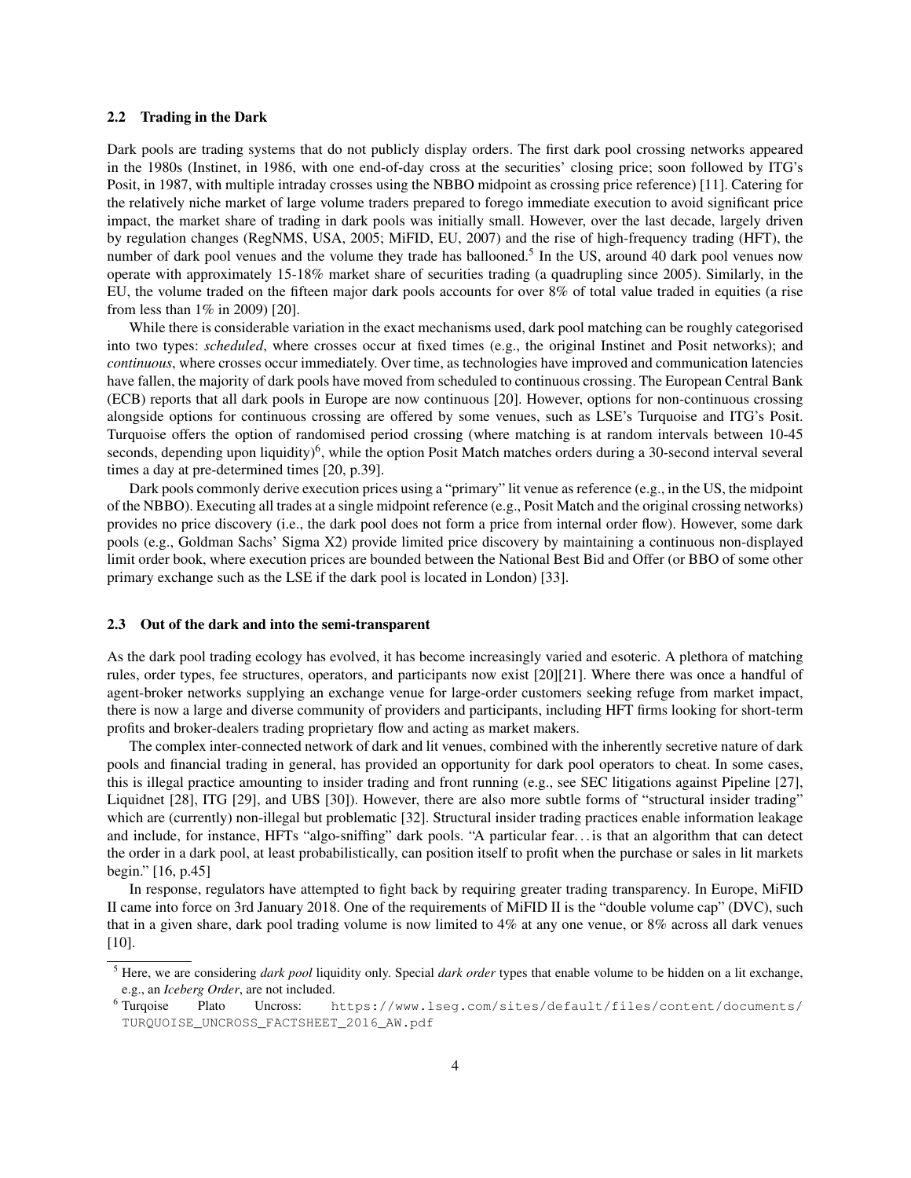### 2.2 Trading in the Dark

Dark pools are trading systems that do not publicly display orders. The first dark pool crossing networks appeared in the 1980s (Instinet, in 1986, with one end-of-day cross at the securities' closing price; soon followed by ITG's Posit, in 1987, with multiple intraday crosses using the NBBO midpoint as crossing price reference) [11]. Catering for the relatively niche market of large volume traders prepared to forego immediate execution to avoid significant price impact, the market share of trading in dark pools was initially small. However, over the last decade, largely driven by regulation changes (RegNMS, USA, 2005; MiFID, EU, 2007) and the rise of high-frequency trading (HFT), the number of dark pool venues and the volume they trade has ballooned.[5] In the US, around 40 dark pool venues now operate with approximately 15-18% market share of securities trading (a quadrupling since 2005). Similarly, in the EU, the volume traded on the fifteen major dark pools accounts for over 8% of total value traded in equities (a rise from less than 1% in 2009) [20].

While there is considerable variation in the exact mechanisms used, dark pool matching can be roughly categorised into two types: *scheduled*, where crosses occur at fixed times (e.g., the original Instinet and Posit networks); and *continuous*, where crosses occur immediately. Over time, as technologies have improved and communication latencies have fallen, the majority of dark pools have moved from scheduled to continuous crossing. The European Central Bank (ECB) reports that all dark pools in Europe are now continuous [20]. However, options for non-continuous crossing alongside options for continuous crossing are offered by some venues, such as LSE's Turquoise and ITG's Posit. Turquoise offers the option of randomised period crossing (where matching is at random intervals between 10-45 seconds, depending upon liquidity)[6], while the option Posit Match matches orders during a 30-second interval several times a day at pre-determined times [20, p.39].

Dark pools commonly derive execution prices using a "primary" lit venue as reference (e.g., in the US, the midpoint of the NBBO). Executing all trades at a single midpoint reference (e.g., Posit Match and the original crossing networks) provides no price discovery (i.e., the dark pool does not form a price from internal order flow). However, some dark pools (e.g., Goldman Sachs' Sigma X2) provide limited price discovery by maintaining a continuous non-displayed limit order book, where execution prices are bounded between the National Best Bid and Offer (or BBO of some other primary exchange such as the LSE if the dark pool is located in London) [33].

### 2.3 Out of the dark and into the semi-transparent

As the dark pool trading ecology has evolved, it has become increasingly varied and esoteric. A plethora of matching rules, order types, fee structures, operators, and participants now exist [20][21]. Where there was once a handful of agent-broker networks supplying an exchange venue for large-order customers seeking refuge from market impact, there is now a large and diverse community of providers and participants, including HFT firms looking for short-term profits and broker-dealers trading proprietary flow and acting as market makers.

The complex inter-connected network of dark and lit venues, combined with the inherently secretive nature of dark pools and financial trading in general, has provided an opportunity for dark pool operators to cheat. In some cases, this is illegal practice amounting to insider trading and front running (e.g., see SEC litigations against Pipeline [27], Liquidnet [28], ITG [29], and UBS [30]). However, there are also more subtle forms of "structural insider trading" which are (currently) non-illegal but problematic [32]. Structural insider trading practices enable information leakage and include, for instance, HFTs "algo-sniffing" dark pools. "A particular fear… is that an algorithm that can detect the order in a dark pool, at least probabilistically, can position itself to profit when the purchase or sales in lit markets begin." [16, p.45]

In response, regulators have attempted to fight back by requiring greater trading transparency. In Europe, MiFID II came into force on 3rd January 2018. One of the requirements of MiFID II is the "double volume cap" (DVC), such that in a given share, dark pool trading volume is now limited to 4% at any one venue, or 8% across all dark venues [10].

---

[5] Here, we are considering *dark pool* liquidity only. Special *dark order* types that enable volume to be hidden on a lit exchange, e.g., an *Iceberg Order*, are not included.

[6] Turqoise Plato Uncross: `https://www.lseg.com/sites/default/files/content/documents/TURQUOISE_UNCROSS_FACTSHEET_2016_AW.pdf`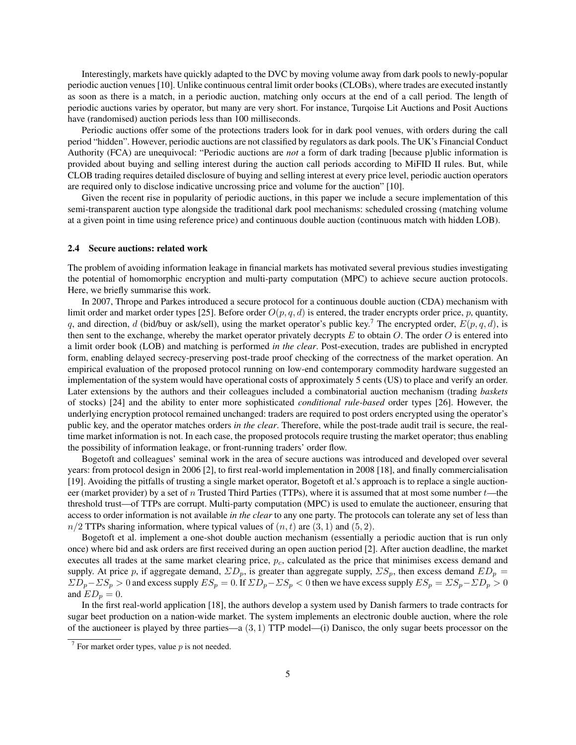Interestingly, markets have quickly adapted to the DVC by moving volume away from dark pools to newly-popular periodic auction venues [10]. Unlike continuous central limit order books (CLOBs), where trades are executed instantly as soon as there is a match, in a periodic auction, matching only occurs at the end of a call period. The length of periodic auctions varies by operator, but many are very short. For instance, Turqoise Lit Auctions and Posit Auctions have (randomised) auction periods less than 100 milliseconds.

Periodic auctions offer some of the protections traders look for in dark pool venues, with orders during the call period "hidden". However, periodic auctions are not classified by regulators as dark pools. The UK's Financial Conduct Authority (FCA) are unequivocal: "Periodic auctions are *not* a form of dark trading [because p]ublic information is provided about buying and selling interest during the auction call periods according to MiFID II rules. But, while CLOB trading requires detailed disclosure of buying and selling interest at every price level, periodic auction operators are required only to disclose indicative uncrossing price and volume for the auction" [10].

Given the recent rise in popularity of periodic auctions, in this paper we include a secure implementation of this semi-transparent auction type alongside the traditional dark pool mechanisms: scheduled crossing (matching volume at a given point in time using reference price) and continuous double auction (continuous match with hidden LOB).

### 2.4 Secure auctions: related work

The problem of avoiding information leakage in financial markets has motivated several previous studies investigating the potential of homomorphic encryption and multi-party computation (MPC) to achieve secure auction protocols. Here, we briefly summarise this work.

In 2007, Thrope and Parkes introduced a secure protocol for a continuous double auction (CDA) mechanism with limit order and market order types [25]. Before order $O(p, q, d)$ is entered, the trader encrypts order price, $p$, quantity, $q$, and direction, $d$ (bid/buy or ask/sell), using the market operator's public key.[7] The encrypted order, $E(p, q, d)$, is then sent to the exchange, whereby the market operator privately decrypts $E$ to obtain $O$. The order $O$ is entered into a limit order book (LOB) and matching is performed *in the clear*. Post-execution, trades are published in encrypted form, enabling delayed secrecy-preserving post-trade proof checking of the correctness of the market operation. An empirical evaluation of the proposed protocol running on low-end contemporary commodity hardware suggested an implementation of the system would have operational costs of approximately 5 cents (US) to place and verify an order. Later extensions by the authors and their colleagues included a combinatorial auction mechanism (trading *baskets* of stocks) [24] and the ability to enter more sophisticated *conditional rule-based* order types [26]. However, the underlying encryption protocol remained unchanged: traders are required to post orders encrypted using the operator's public key, and the operator matches orders *in the clear*. Therefore, while the post-trade audit trail is secure, the real-time market information is not. In each case, the proposed protocols require trusting the market operator; thus enabling the possibility of information leakage, or front-running traders' order flow.

Bogetoft and colleagues' seminal work in the area of secure auctions was introduced and developed over several years: from protocol design in 2006 [2], to first real-world implementation in 2008 [18], and finally commercialisation [19]. Avoiding the pitfalls of trusting a single market operator, Bogetoft et al.'s approach is to replace a single auctioneer (market provider) by a set of $n$ Trusted Third Parties (TTPs), where it is assumed that at most some number $t$—the threshold trust—of TTPs are corrupt. Multi-party computation (MPC) is used to emulate the auctioneer, ensuring that access to order information is not available *in the clear* to any one party. The protocols can tolerate any set of less than $n/2$ TTPs sharing information, where typical values of $(n, t)$ are $(3, 1)$ and $(5, 2)$.

Bogetoft et al. implement a one-shot double auction mechanism (essentially a periodic auction that is run only once) where bid and ask orders are first received during an open auction period [2]. After auction deadline, the market executes all trades at the same market clearing price, $p_c$, calculated as the price that minimises excess demand and supply. At price $p$, if aggregate demand, $\Sigma D_p$, is greater than aggregate supply, $\Sigma S_p$, then excess demand $ED_p = \Sigma D_p - \Sigma S_p > 0$ and excess supply $ES_p = 0$. If $\Sigma D_p - \Sigma S_p < 0$ then we have excess supply $ES_p = \Sigma S_p - \Sigma D_p > 0$ and $ED_p = 0$.

In the first real-world application [18], the authors develop a system used by Danish farmers to trade contracts for sugar beet production on a nation-wide market. The system implements an electronic double auction, where the role of the auctioneer is played by three parties—a $(3, 1)$ TTP model—(i) Danisco, the only sugar beets processor on the

[7] For market order types, value $p$ is not needed.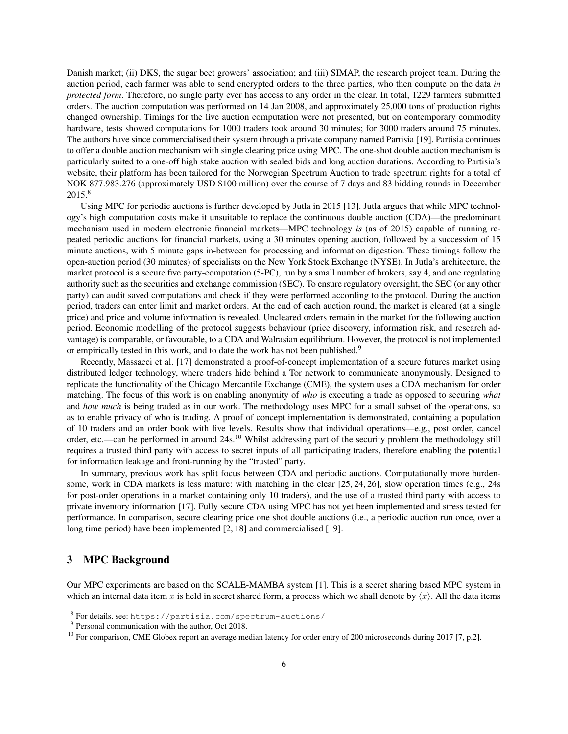Danish market; (ii) DKS, the sugar beet growers' association; and (iii) SIMAP, the research project team. During the auction period, each farmer was able to send encrypted orders to the three parties, who then compute on the data *in protected form*. Therefore, no single party ever has access to any order in the clear. In total, 1229 farmers submitted orders. The auction computation was performed on 14 Jan 2008, and approximately 25,000 tons of production rights changed ownership. Timings for the live auction computation were not presented, but on contemporary commodity hardware, tests showed computations for 1000 traders took around 30 minutes; for 3000 traders around 75 minutes. The authors have since commercialised their system through a private company named Partisia [19]. Partisia continues to offer a double auction mechanism with single clearing price using MPC. The one-shot double auction mechanism is particularly suited to a one-off high stake auction with sealed bids and long auction durations. According to Partisia's website, their platform has been tailored for the Norwegian Spectrum Auction to trade spectrum rights for a total of NOK 877.983.276 (approximately USD $100 million) over the course of 7 days and 83 bidding rounds in December 2015.[8]

Using MPC for periodic auctions is further developed by Jutla in 2015 [13]. Jutla argues that while MPC technology's high computation costs make it unsuitable to replace the continuous double auction (CDA)—the predominant mechanism used in modern electronic financial markets—MPC technology *is* (as of 2015) capable of running repeated periodic auctions for financial markets, using a 30 minutes opening auction, followed by a succession of 15 minute auctions, with 5 minute gaps in-between for processing and information digestion. These timings follow the open-auction period (30 minutes) of specialists on the New York Stock Exchange (NYSE). In Jutla's architecture, the market protocol is a secure five party-computation (5-PC), run by a small number of brokers, say 4, and one regulating authority such as the securities and exchange commission (SEC). To ensure regulatory oversight, the SEC (or any other party) can audit saved computations and check if they were performed according to the protocol. During the auction period, traders can enter limit and market orders. At the end of each auction round, the market is cleared (at a single price) and price and volume information is revealed. Uncleared orders remain in the market for the following auction period. Economic modelling of the protocol suggests behaviour (price discovery, information risk, and research advantage) is comparable, or favourable, to a CDA and Walrasian equilibrium. However, the protocol is not implemented or empirically tested in this work, and to date the work has not been published.[9]

Recently, Massacci et al. [17] demonstrated a proof-of-concept implementation of a secure futures market using distributed ledger technology, where traders hide behind a Tor network to communicate anonymously. Designed to replicate the functionality of the Chicago Mercantile Exchange (CME), the system uses a CDA mechanism for order matching. The focus of this work is on enabling anonymity of *who* is executing a trade as opposed to securing *what* and *how much* is being traded as in our work. The methodology uses MPC for a small subset of the operations, so as to enable privacy of who is trading. A proof of concept implementation is demonstrated, containing a population of 10 traders and an order book with five levels. Results show that individual operations—e.g., post order, cancel order, etc.—can be performed in around 24s.[10] Whilst addressing part of the security problem the methodology still requires a trusted third party with access to secret inputs of all participating traders, therefore enabling the potential for information leakage and front-running by the "trusted" party.

In summary, previous work has split focus between CDA and periodic auctions. Computationally more burdensome, work in CDA markets is less mature: with matching in the clear [25, 24, 26], slow operation times (e.g., 24s for post-order operations in a market containing only 10 traders), and the use of a trusted third party with access to private inventory information [17]. Fully secure CDA using MPC has not yet been implemented and stress tested for performance. In comparison, secure clearing price one shot double auctions (i.e., a periodic auction run once, over a long time period) have been implemented [2, 18] and commercialised [19].

## 3 MPC Background

Our MPC experiments are based on the SCALE-MAMBA system [1]. This is a secret sharing based MPC system in which an internal data item $x$ is held in secret shared form, a process which we shall denote by $\langle x \rangle$. All the data items

[8] For details, see: https://partisia.com/spectrum-auctions/

[9] Personal communication with the author, Oct 2018.

[10] For comparison, CME Globex report an average median latency for order entry of 200 microseconds during 2017 [7, p.2].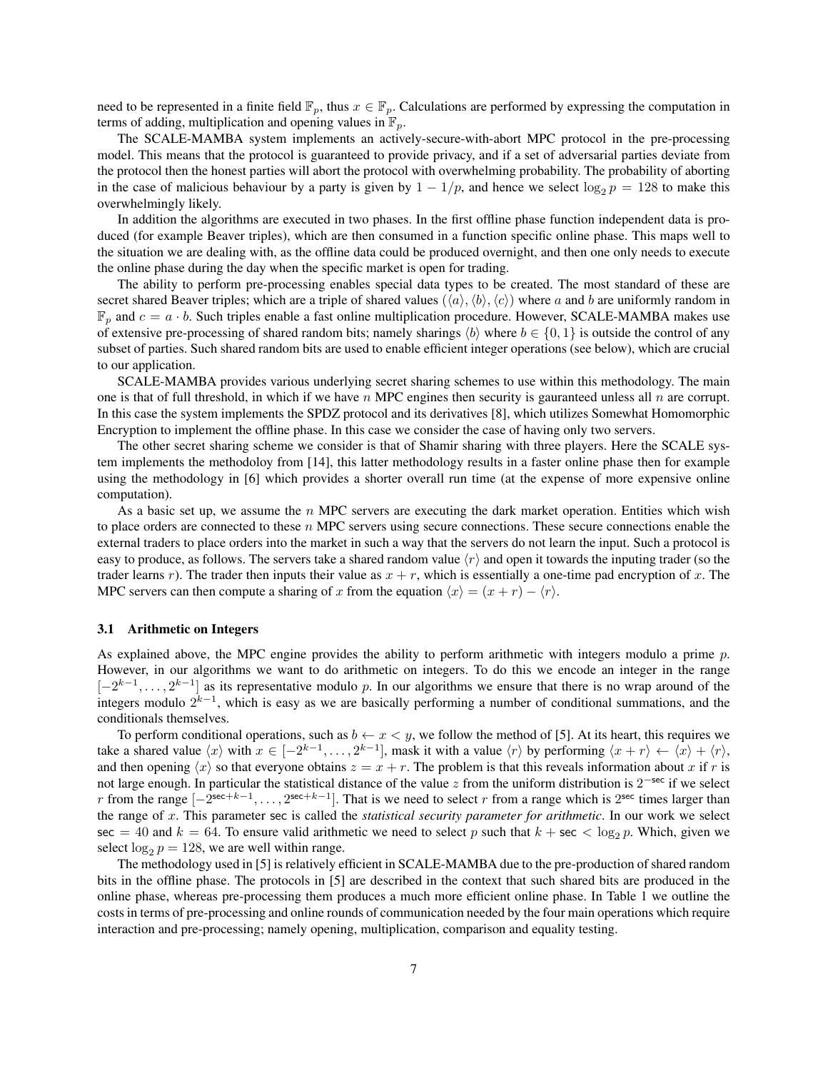need to be represented in a finite field $\mathbb{F}_p$, thus $x \in \mathbb{F}_p$. Calculations are performed by expressing the computation in terms of adding, multiplication and opening values in $\mathbb{F}_p$.

The SCALE-MAMBA system implements an actively-secure-with-abort MPC protocol in the pre-processing model. This means that the protocol is guaranteed to provide privacy, and if a set of adversarial parties deviate from the protocol then the honest parties will abort the protocol with overwhelming probability. The probability of aborting in the case of malicious behaviour by a party is given by $1 - 1/p$, and hence we select $\log_2 p = 128$ to make this overwhelmingly likely.

In addition the algorithms are executed in two phases. In the first offline phase function independent data is produced (for example Beaver triples), which are then consumed in a function specific online phase. This maps well to the situation we are dealing with, as the offline data could be produced overnight, and then one only needs to execute the online phase during the day when the specific market is open for trading.

The ability to perform pre-processing enables special data types to be created. The most standard of these are secret shared Beaver triples; which are a triple of shared values $(\langle a \rangle, \langle b \rangle, \langle c \rangle)$ where $a$ and $b$ are uniformly random in $\mathbb{F}_p$ and $c = a \cdot b$. Such triples enable a fast online multiplication procedure. However, SCALE-MAMBA makes use of extensive pre-processing of shared random bits; namely sharings $\langle b \rangle$ where $b \in \{0, 1\}$ is outside the control of any subset of parties. Such shared random bits are used to enable efficient integer operations (see below), which are crucial to our application.

SCALE-MAMBA provides various underlying secret sharing schemes to use within this methodology. The main one is that of full threshold, in which if we have $n$ MPC engines then security is gauranteed unless all $n$ are corrupt. In this case the system implements the SPDZ protocol and its derivatives [8], which utilizes Somewhat Homomorphic Encryption to implement the offline phase. In this case we consider the case of having only two servers.

The other secret sharing scheme we consider is that of Shamir sharing with three players. Here the SCALE system implements the methodoloy from [14], this latter methodology results in a faster online phase then for example using the methodology in [6] which provides a shorter overall run time (at the expense of more expensive online computation).

As a basic set up, we assume the $n$ MPC servers are executing the dark market operation. Entities which wish to place orders are connected to these $n$ MPC servers using secure connections. These secure connections enable the external traders to place orders into the market in such a way that the servers do not learn the input. Such a protocol is easy to produce, as follows. The servers take a shared random value $\langle r \rangle$ and open it towards the inputing trader (so the trader learns $r$). The trader then inputs their value as $x + r$, which is essentially a one-time pad encryption of $x$. The MPC servers can then compute a sharing of $x$ from the equation $\langle x \rangle = (x + r) - \langle r \rangle$.

### 3.1 Arithmetic on Integers

As explained above, the MPC engine provides the ability to perform arithmetic with integers modulo a prime $p$. However, in our algorithms we want to do arithmetic on integers. To do this we encode an integer in the range $[-2^{k-1}, \ldots, 2^{k-1}]$ as its representative modulo $p$. In our algorithms we ensure that there is no wrap around of the integers modulo $2^{k-1}$, which is easy as we are basically performing a number of conditional summations, and the conditionals themselves.

To perform conditional operations, such as $b \leftarrow x < y$, we follow the method of [5]. At its heart, this requires we take a shared value $\langle x \rangle$ with $x \in [-2^{k-1}, \ldots, 2^{k-1}]$, mask it with a value $\langle r \rangle$ by performing $\langle x + r \rangle \leftarrow \langle x \rangle + \langle r \rangle$, and then opening $\langle x \rangle$ so that everyone obtains $z = x + r$. The problem is that this reveals information about $x$ if $r$ is not large enough. In particular the statistical distance of the value $z$ from the uniform distribution is $2^{-\mathsf{sec}}$ if we select $r$ from the range $[-2^{\mathsf{sec}+k-1}, \ldots, 2^{\mathsf{sec}+k-1}]$. That is we need to select $r$ from a range which is $2^{\mathsf{sec}}$ times larger than the range of $x$. This parameter $\mathsf{sec}$ is called the *statistical security parameter for arithmetic*. In our work we select $\mathsf{sec} = 40$ and $k = 64$. To ensure valid arithmetic we need to select $p$ such that $k + \mathsf{sec} < \log_2 p$. Which, given we select $\log_2 p = 128$, we are well within range.

The methodology used in [5] is relatively efficient in SCALE-MAMBA due to the pre-production of shared random bits in the offline phase. The protocols in [5] are described in the context that such shared bits are produced in the online phase, whereas pre-processing them produces a much more efficient online phase. In Table 1 we outline the costs in terms of pre-processing and online rounds of communication needed by the four main operations which require interaction and pre-processing; namely opening, multiplication, comparison and equality testing.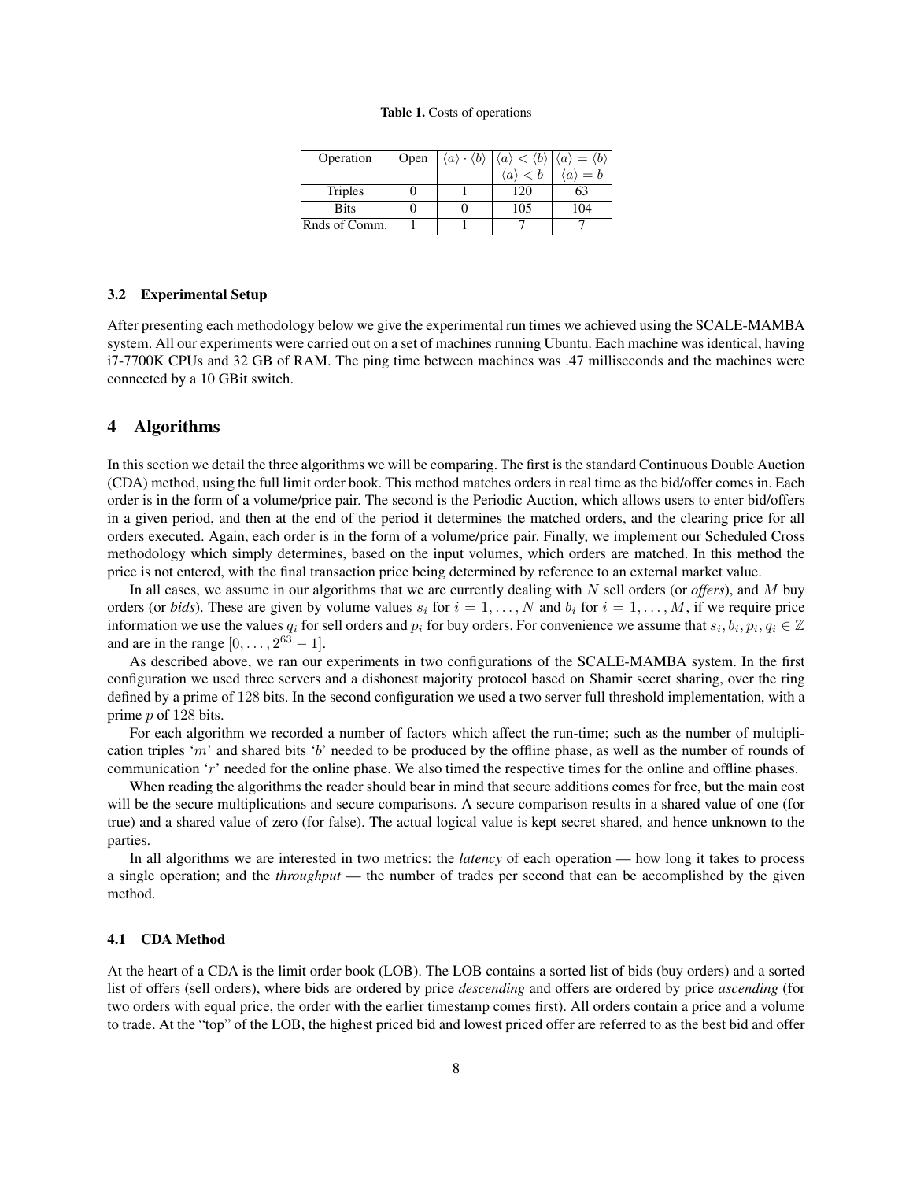**Table 1.** Costs of operations

| Operation | Open | $\langle a \rangle \cdot \langle b \rangle$ | $\langle a \rangle < \langle b \rangle$ <br> $\langle a \rangle < b$ | $\langle a \rangle = \langle b \rangle$ <br> $\langle a \rangle = b$ |
|---|---|---|---|---|
| Triples | 0 | 1 | 120 | 63 |
| Bits | 0 | 0 | 105 | 104 |
| Rnds of Comm. | 1 | 1 | 7 | 7 |

### 3.2 Experimental Setup

After presenting each methodology below we give the experimental run times we achieved using the SCALE-MAMBA system. All our experiments were carried out on a set of machines running Ubuntu. Each machine was identical, having i7-7700K CPUs and 32 GB of RAM. The ping time between machines was .47 milliseconds and the machines were connected by a 10 GBit switch.

## 4 Algorithms

In this section we detail the three algorithms we will be comparing. The first is the standard Continuous Double Auction (CDA) method, using the full limit order book. This method matches orders in real time as the bid/offer comes in. Each order is in the form of a volume/price pair. The second is the Periodic Auction, which allows users to enter bid/offers in a given period, and then at the end of the period it determines the matched orders, and the clearing price for all orders executed. Again, each order is in the form of a volume/price pair. Finally, we implement our Scheduled Cross methodology which simply determines, based on the input volumes, which orders are matched. In this method the price is not entered, with the final transaction price being determined by reference to an external market value.

In all cases, we assume in our algorithms that we are currently dealing with $N$ sell orders (or *offers*), and $M$ buy orders (or *bids*). These are given by volume values $s_i$ for $i = 1, \ldots, N$ and $b_i$ for $i = 1, \ldots, M$, if we require price information we use the values $q_i$ for sell orders and $p_i$ for buy orders. For convenience we assume that $s_i, b_i, p_i, q_i \in \mathbb{Z}$ and are in the range $[0, \ldots, 2^{63} - 1]$.

As described above, we ran our experiments in two configurations of the SCALE-MAMBA system. In the first configuration we used three servers and a dishonest majority protocol based on Shamir secret sharing, over the ring defined by a prime of 128 bits. In the second configuration we used a two server full threshold implementation, with a prime $p$ of 128 bits.

For each algorithm we recorded a number of factors which affect the run-time; such as the number of multiplication triples '$m$' and shared bits '$b$' needed to be produced by the offline phase, as well as the number of rounds of communication '$r$' needed for the online phase. We also timed the respective times for the online and offline phases.

When reading the algorithms the reader should bear in mind that secure additions comes for free, but the main cost will be the secure multiplications and secure comparisons. A secure comparison results in a shared value of one (for true) and a shared value of zero (for false). The actual logical value is kept secret shared, and hence unknown to the parties.

In all algorithms we are interested in two metrics: the *latency* of each operation — how long it takes to process a single operation; and the *throughput* — the number of trades per second that can be accomplished by the given method.

### 4.1 CDA Method

At the heart of a CDA is the limit order book (LOB). The LOB contains a sorted list of bids (buy orders) and a sorted list of offers (sell orders), where bids are ordered by price *descending* and offers are ordered by price *ascending* (for two orders with equal price, the order with the earlier timestamp comes first). All orders contain a price and a volume to trade. At the "top" of the LOB, the highest priced bid and lowest priced offer are referred to as the best bid and offer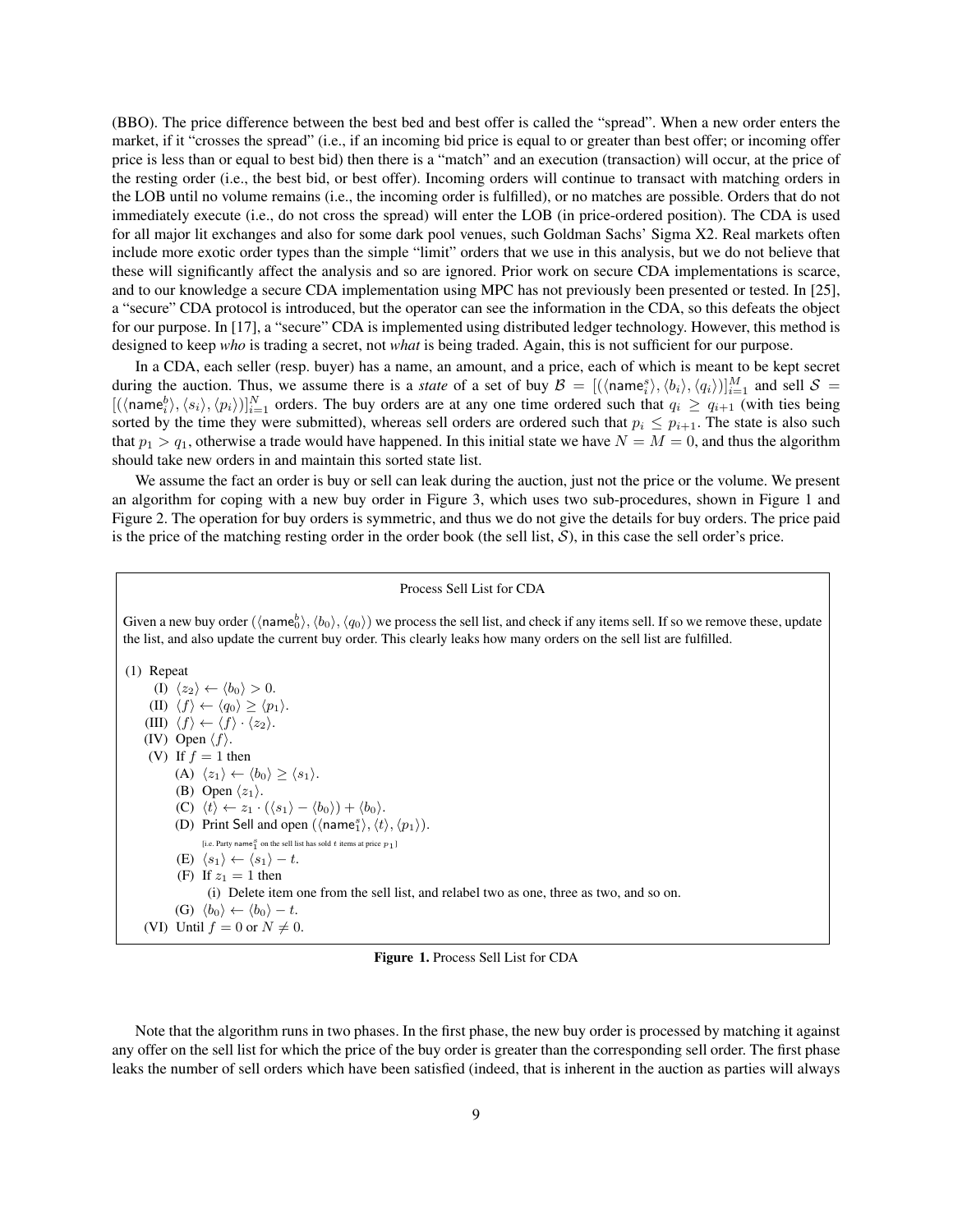(BBO). The price difference between the best bed and best offer is called the "spread". When a new order enters the market, if it "crosses the spread" (i.e., if an incoming bid price is equal to or greater than best offer; or incoming offer price is less than or equal to best bid) then there is a "match" and an execution (transaction) will occur, at the price of the resting order (i.e., the best bid, or best offer). Incoming orders will continue to transact with matching orders in the LOB until no volume remains (i.e., the incoming order is fulfilled), or no matches are possible. Orders that do not immediately execute (i.e., do not cross the spread) will enter the LOB (in price-ordered position). The CDA is used for all major lit exchanges and also for some dark pool venues, such Goldman Sachs' Sigma X2. Real markets often include more exotic order types than the simple "limit" orders that we use in this analysis, but we do not believe that these will significantly affect the analysis and so are ignored. Prior work on secure CDA implementations is scarce, and to our knowledge a secure CDA implementation using MPC has not previously been presented or tested. In [25], a "secure" CDA protocol is introduced, but the operator can see the information in the CDA, so this defeats the object for our purpose. In [17], a "secure" CDA is implemented using distributed ledger technology. However, this method is designed to keep *who* is trading a secret, not *what* is being traded. Again, this is not sufficient for our purpose.

In a CDA, each seller (resp. buyer) has a name, an amount, and a price, each of which is meant to be kept secret during the auction. Thus, we assume there is a *state* of a set of buy $\mathcal{B} = [(\langle \mathsf{name}^s_i \rangle, \langle b_i \rangle, \langle q_i \rangle)]_{i=1}^M$ and sell $\mathcal{S} = [(\langle \mathsf{name}^b_i \rangle, \langle s_i \rangle, \langle p_i \rangle)]_{i=1}^N$ orders. The buy orders are at any one time ordered such that $q_i \geq q_{i+1}$ (with ties being sorted by the time they were submitted), whereas sell orders are ordered such that $p_i \leq p_{i+1}$. The state is also such that $p_1 > q_1$, otherwise a trade would have happened. In this initial state we have $N = M = 0$, and thus the algorithm should take new orders in and maintain this sorted state list.

We assume the fact an order is buy or sell can leak during the auction, just not the price or the volume. We present an algorithm for coping with a new buy order in Figure 3, which uses two sub-procedures, shown in Figure 1 and Figure 2. The operation for buy orders is symmetric, and thus we do not give the details for buy orders. The price paid is the price of the matching resting order in the order book (the sell list, $\mathcal{S}$), in this case the sell order's price.

---

**Process Sell List for CDA**

Given a new buy order $(\langle \mathsf{name}^b_0 \rangle, \langle b_0 \rangle, \langle q_0 \rangle)$ we process the sell list, and check if any items sell. If so we remove these, update the list, and also update the current buy order. This clearly leaks how many orders on the sell list are fulfilled.

(1) Repeat
- (I) $\langle z_2 \rangle \leftarrow \langle b_0 \rangle > 0$.
- (II) $\langle f \rangle \leftarrow \langle q_0 \rangle \geq \langle p_1 \rangle$.
- (III) $\langle f \rangle \leftarrow \langle f \rangle \cdot \langle z_2 \rangle$.
- (IV) Open $\langle f \rangle$.
- (V) If $f = 1$ then
  - (A) $\langle z_1 \rangle \leftarrow \langle b_0 \rangle \geq \langle s_1 \rangle$.
  - (B) Open $\langle z_1 \rangle$.
  - (C) $\langle t \rangle \leftarrow z_1 \cdot (\langle s_1 \rangle - \langle b_0 \rangle) + \langle b_0 \rangle$.
  - (D) Print Sell and open $(\langle \mathsf{name}^s_1 \rangle, \langle t \rangle, \langle p_1 \rangle)$.
    [i.e. Party $\mathsf{name}^s_1$ on the sell list has sold $t$ items at price $p_1$]
  - (E) $\langle s_1 \rangle \leftarrow \langle s_1 \rangle - t$.
  - (F) If $z_1 = 1$ then
    - (i) Delete item one from the sell list, and relabel two as one, three as two, and so on.
  - (G) $\langle b_0 \rangle \leftarrow \langle b_0 \rangle - t$.
- (VI) Until $f = 0$ or $N \neq 0$.

---

**Figure 1.** Process Sell List for CDA

Note that the algorithm runs in two phases. In the first phase, the new buy order is processed by matching it against any offer on the sell list for which the price of the buy order is greater than the corresponding sell order. The first phase leaks the number of sell orders which have been satisfied (indeed, that is inherent in the auction as parties will always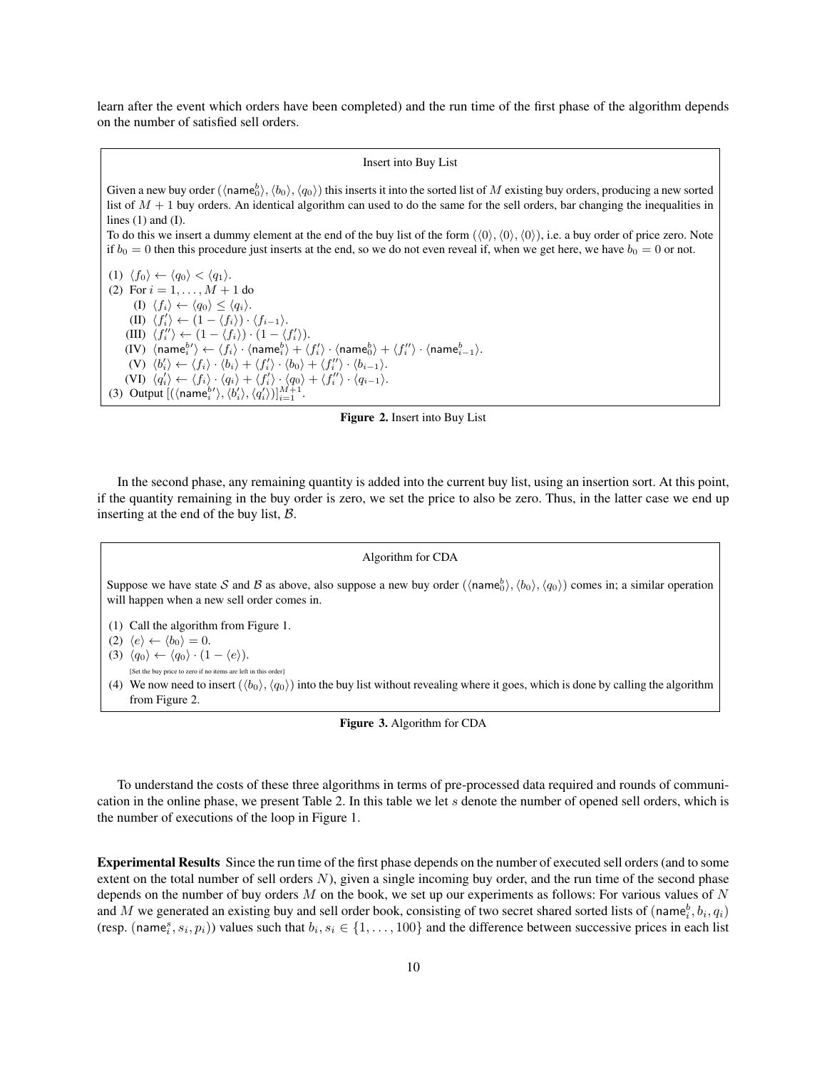learn after the event which orders have been completed) and the run time of the first phase of the algorithm depends on the number of satisfied sell orders.

> **Insert into Buy List**
>
> Given a new buy order $(\langle \mathsf{name}^b_0\rangle, \langle b_0\rangle, \langle q_0\rangle)$ this inserts it into the sorted list of $M$ existing buy orders, producing a new sorted list of $M+1$ buy orders. An identical algorithm can used to do the same for the sell orders, bar changing the inequalities in lines (1) and (I).
>
> To do this we insert a dummy element at the end of the buy list of the form $(\langle 0\rangle, \langle 0\rangle, \langle 0\rangle)$, i.e. a buy order of price zero. Note if $b_0 = 0$ then this procedure just inserts at the end, so we do not even reveal if, when we get here, we have $b_0 = 0$ or not.
>
> (1) $\langle f_0\rangle \leftarrow \langle q_0\rangle < \langle q_1\rangle$.
>
> (2) For $i = 1, \ldots, M+1$ do
>
> (I) $\langle f_i\rangle \leftarrow \langle q_0\rangle \leq \langle q_i\rangle$.
>
> (II) $\langle f'_i\rangle \leftarrow (1 - \langle f_i\rangle) \cdot \langle f_{i-1}\rangle$.
>
> (III) $\langle f''_i\rangle \leftarrow (1 - \langle f_i\rangle) \cdot (1 - \langle f'_i\rangle)$.
>
> (IV) $\langle \mathsf{name}^{b\prime}_i\rangle \leftarrow \langle f_i\rangle \cdot \langle \mathsf{name}^b_i\rangle + \langle f'_i\rangle \cdot \langle \mathsf{name}^b_0\rangle + \langle f''_i\rangle \cdot \langle \mathsf{name}^b_{i-1}\rangle$.
>
> (V) $\langle b'_i\rangle \leftarrow \langle f_i\rangle \cdot \langle b_i\rangle + \langle f'_i\rangle \cdot \langle b_0\rangle + \langle f''_i\rangle \cdot \langle b_{i-1}\rangle$.
>
> (VI) $\langle q'_i\rangle \leftarrow \langle f_i\rangle \cdot \langle q_i\rangle + \langle f'_i\rangle \cdot \langle q_0\rangle + \langle f''_i\rangle \cdot \langle q_{i-1}\rangle$.
>
> (3) Output $[(\langle \mathsf{name}^{b\prime}_i\rangle, \langle b'_i\rangle, \langle q'_i\rangle)]_{i=1}^{M+1}$.

**Figure 2.** Insert into Buy List

In the second phase, any remaining quantity is added into the current buy list, using an insertion sort. At this point, if the quantity remaining in the buy order is zero, we set the price to also be zero. Thus, in the latter case we end up inserting at the end of the buy list, $\mathcal{B}$.

> **Algorithm for CDA**
>
> Suppose we have state $\mathcal{S}$ and $\mathcal{B}$ as above, also suppose a new buy order $(\langle \mathsf{name}^b_0\rangle, \langle b_0\rangle, \langle q_0\rangle)$ comes in; a similar operation will happen when a new sell order comes in.
>
> (1) Call the algorithm from Figure 1.
>
> (2) $\langle e\rangle \leftarrow \langle b_0\rangle = 0$.
>
> (3) $\langle q_0\rangle \leftarrow \langle q_0\rangle \cdot (1 - \langle e\rangle)$.
>
> [Set the buy price to zero if no items are left in this order]
>
> (4) We now need to insert $(\langle b_0\rangle, \langle q_0\rangle)$ into the buy list without revealing where it goes, which is done by calling the algorithm from Figure 2.

**Figure 3.** Algorithm for CDA

To understand the costs of these three algorithms in terms of pre-processed data required and rounds of communication in the online phase, we present Table 2. In this table we let $s$ denote the number of opened sell orders, which is the number of executions of the loop in Figure 1.

**Experimental Results** Since the run time of the first phase depends on the number of executed sell orders (and to some extent on the total number of sell orders $N$), given a single incoming buy order, and the run time of the second phase depends on the number of buy orders $M$ on the book, we set up our experiments as follows: For various values of $N$ and $M$ we generated an existing buy and sell order book, consisting of two secret shared sorted lists of $(\mathsf{name}^b_i, b_i, q_i)$ (resp. $(\mathsf{name}^s_i, s_i, p_i)$) values such that $b_i, s_i \in \{1, \ldots, 100\}$ and the difference between successive prices in each list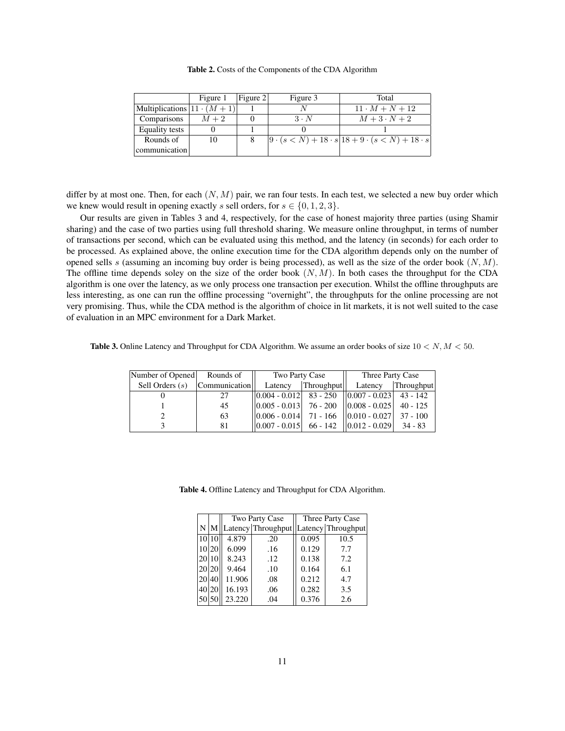**Table 2.** Costs of the Components of the CDA Algorithm

| | Figure 1 | Figure 2 | Figure 3 | Total |
|---|---|---|---|---|
| Multiplications | $11 \cdot (M+1)$ | 1 | $N$ | $11 \cdot M + N + 12$ |
| Comparisons | $M+2$ | 0 | $3 \cdot N$ | $M + 3 \cdot N + 2$ |
| Equality tests | 0 | 1 | 0 | 1 |
| Rounds of communication | 10 | 8 | $9 \cdot (s < N) + 18 \cdot s$ | $18 + 9 \cdot (s < N) + 18 \cdot s$ |

differ by at most one. Then, for each $(N, M)$ pair, we ran four tests. In each test, we selected a new buy order which we knew would result in opening exactly $s$ sell orders, for $s \in \{0, 1, 2, 3\}$.

Our results are given in Tables 3 and 4, respectively, for the case of honest majority three parties (using Shamir sharing) and the case of two parties using full threshold sharing. We measure online throughput, in terms of number of transactions per second, which can be evaluated using this method, and the latency (in seconds) for each order to be processed. As explained above, the online execution time for the CDA algorithm depends only on the number of opened sells $s$ (assuming an incoming buy order is being processed), as well as the size of the order book $(N, M)$. The offline time depends soley on the size of the order book $(N, M)$. In both cases the throughput for the CDA algorithm is one over the latency, as we only process one transaction per execution. Whilst the offline throughputs are less interesting, as one can run the offline processing "overnight", the throughputs for the online processing are not very promising. Thus, while the CDA method is the algorithm of choice in lit markets, it is not well suited to the case of evaluation in an MPC environment for a Dark Market.

**Table 3.** Online Latency and Throughput for CDA Algorithm. We assume an order books of size $10 < N, M < 50$.

| Number of Opened | Rounds of | Two Party Case | | Three Party Case | |
|---|---|---|---|---|---|
| Sell Orders ($s$) | Communication | Latency | Throughput | Latency | Throughput |
| 0 | 27 | 0.004 - 0.012 | 83 - 250 | 0.007 - 0.023 | 43 - 142 |
| 1 | 45 | 0.005 - 0.013 | 76 - 200 | 0.008 - 0.025 | 40 - 125 |
| 2 | 63 | 0.006 - 0.014 | 71 - 166 | 0.010 - 0.027 | 37 - 100 |
| 3 | 81 | 0.007 - 0.015 | 66 - 142 | 0.012 - 0.029 | 34 - 83 |

**Table 4.** Offline Latency and Throughput for CDA Algorithm.

| | | Two Party Case | | Three Party Case | |
|---|---|---|---|---|---|
| N | M | Latency | Throughput | Latency | Throughput |
| 10 | 10 | 4.879 | .20 | 0.095 | 10.5 |
| 10 | 20 | 6.099 | .16 | 0.129 | 7.7 |
| 20 | 10 | 8.243 | .12 | 0.138 | 7.2 |
| 20 | 20 | 9.464 | .10 | 0.164 | 6.1 |
| 20 | 40 | 11.906 | .08 | 0.212 | 4.7 |
| 40 | 20 | 16.193 | .06 | 0.282 | 3.5 |
| 50 | 50 | 23.220 | .04 | 0.376 | 2.6 |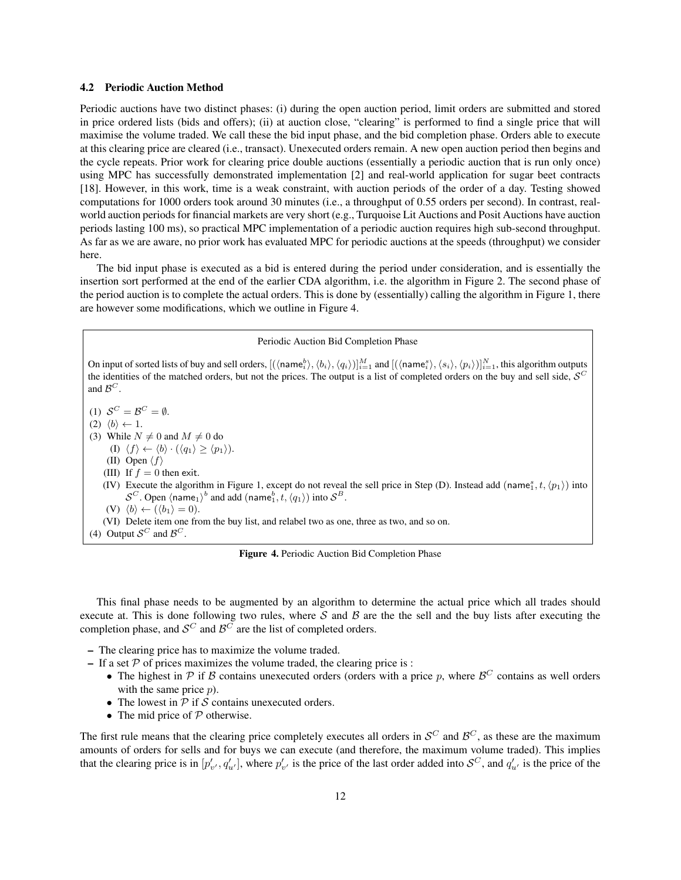### 4.2 Periodic Auction Method

Periodic auctions have two distinct phases: (i) during the open auction period, limit orders are submitted and stored in price ordered lists (bids and offers); (ii) at auction close, "clearing" is performed to find a single price that will maximise the volume traded. We call these the bid input phase, and the bid completion phase. Orders able to execute at this clearing price are cleared (i.e., transact). Unexecuted orders remain. A new open auction period then begins and the cycle repeats. Prior work for clearing price double auctions (essentially a periodic auction that is run only once) using MPC has successfully demonstrated implementation [2] and real-world application for sugar beet contracts [18]. However, in this work, time is a weak constraint, with auction periods of the order of a day. Testing showed computations for 1000 orders took around 30 minutes (i.e., a throughput of 0.55 orders per second). In contrast, real-world auction periods for financial markets are very short (e.g., Turquoise Lit Auctions and Posit Auctions have auction periods lasting 100 ms), so practical MPC implementation of a periodic auction requires high sub-second throughput. As far as we are aware, no prior work has evaluated MPC for periodic auctions at the speeds (throughput) we consider here.

The bid input phase is executed as a bid is entered during the period under consideration, and is essentially the insertion sort performed at the end of the earlier CDA algorithm, i.e. the algorithm in Figure 2. The second phase of the period auction is to complete the actual orders. This is done by (essentially) calling the algorithm in Figure 1, there are however some modifications, which we outline in Figure 4.

---

**Periodic Auction Bid Completion Phase**

On input of sorted lists of buy and sell orders, $[(\langle \mathsf{name}_i^b \rangle, \langle b_i \rangle, \langle q_i \rangle)]_{i=1}^{M}$ and $[(\langle \mathsf{name}_i^s \rangle, \langle s_i \rangle, \langle p_i \rangle)]_{i=1}^{N}$, this algorithm outputs the identities of the matched orders, but not the prices. The output is a list of completed orders on the buy and sell side, $\mathcal{S}^C$ and $\mathcal{B}^C$.

(1) $\mathcal{S}^C = \mathcal{B}^C = \emptyset$.

(2) $\langle b \rangle \leftarrow 1$.

(3) While $N \neq 0$ and $M \neq 0$ do

- (I) $\langle f \rangle \leftarrow \langle b \rangle \cdot (\langle q_1 \rangle \geq \langle p_1 \rangle)$.
- (II) Open $\langle f \rangle$
- (III) If $f = 0$ then exit.
- (IV) Execute the algorithm in Figure 1, except do not reveal the sell price in Step (D). Instead add $(\mathsf{name}_1^s, t, \langle p_1 \rangle)$ into $\mathcal{S}^C$. Open $\langle \mathsf{name}_1 \rangle^b$ and add $(\mathsf{name}_1^b, t, \langle q_1 \rangle)$ into $\mathcal{S}^B$.
- (V) $\langle b \rangle \leftarrow (\langle b_1 \rangle = 0)$.
- (VI) Delete item one from the buy list, and relabel two as one, three as two, and so on.

(4) Output $\mathcal{S}^C$ and $\mathcal{B}^C$.

---

**Figure 4.** Periodic Auction Bid Completion Phase

This final phase needs to be augmented by an algorithm to determine the actual price which all trades should execute at. This is done following two rules, where $\mathcal{S}$ and $\mathcal{B}$ are the the sell and the buy lists after executing the completion phase, and $\mathcal{S}^C$ and $\mathcal{B}^C$ are the list of completed orders.

- The clearing price has to maximize the volume traded.
- If a set $\mathcal{P}$ of prices maximizes the volume traded, the clearing price is :
  - The highest in $\mathcal{P}$ if $\mathcal{B}$ contains unexecuted orders (orders with a price $p$, where $\mathcal{B}^C$ contains as well orders with the same price $p$).
  - The lowest in $\mathcal{P}$ if $\mathcal{S}$ contains unexecuted orders.
  - The mid price of $\mathcal{P}$ otherwise.

The first rule means that the clearing price completely executes all orders in $\mathcal{S}^C$ and $\mathcal{B}^C$, as these are the maximum amounts of orders for sells and for buys we can execute (and therefore, the maximum volume traded). This implies that the clearing price is in $[p'_{v'}, q'_{u'}]$, where $p'_{v'}$ is the price of the last order added into $\mathcal{S}^C$, and $q'_{u'}$ is the price of the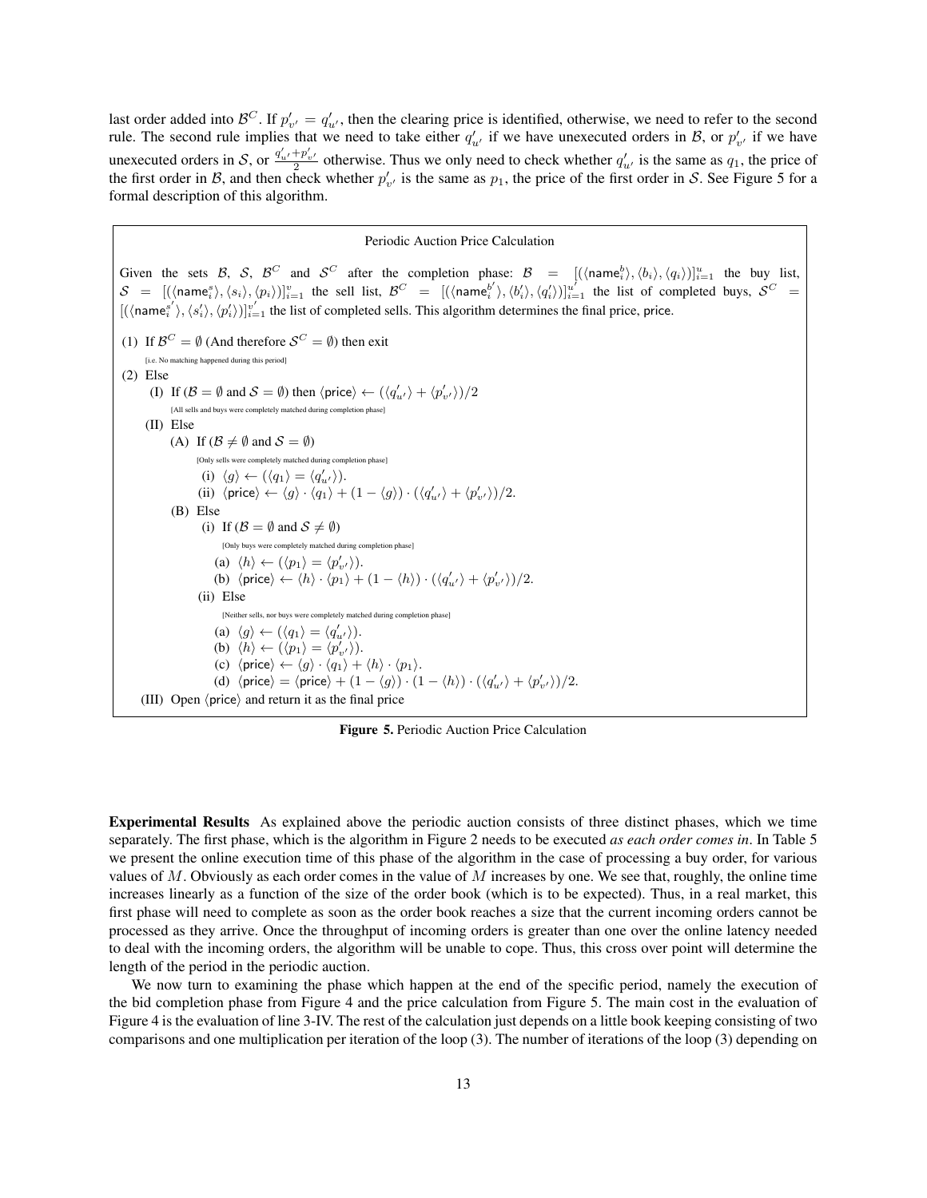last order added into $\mathcal{B}^C$. If $p'_{v'} = q'_{u'}$, then the clearing price is identified, otherwise, we need to refer to the second rule. The second rule implies that we need to take either $q'_{u'}$ if we have unexecuted orders in $\mathcal{B}$, or $p'_{v'}$ if we have unexecuted orders in $\mathcal{S}$, or $\frac{q'_{u'}+p'_{v'}}{2}$ otherwise. Thus we only need to check whether $q'_{u'}$ is the same as $q_1$, the price of the first order in $\mathcal{B}$, and then check whether $p'_{v'}$ is the same as $p_1$, the price of the first order in $\mathcal{S}$. See Figure 5 for a formal description of this algorithm.

---

**Periodic Auction Price Calculation**

Given the sets $\mathcal{B}$, $\mathcal{S}$, $\mathcal{B}^C$ and $\mathcal{S}^C$ after the completion phase: $\mathcal{B} = [(\langle \mathsf{name}_i^b \rangle, \langle b_i \rangle, \langle q_i \rangle)]_{i=1}^{u}$ the buy list, $\mathcal{S} = [(\langle \mathsf{name}_i^s \rangle, \langle s_i \rangle, \langle p_i \rangle)]_{i=1}^{v}$ the sell list, $\mathcal{B}^C = [(\langle \mathsf{name}_i^{b'} \rangle, \langle b'_i \rangle, \langle q'_i \rangle)]_{i=1}^{u'}$ the list of completed buys, $\mathcal{S}^C = [(\langle \mathsf{name}_i^{s'} \rangle, \langle s'_i \rangle, \langle p'_i \rangle)]_{i=1}^{v'}$ the list of completed sells. This algorithm determines the final price, price.

(1) If $\mathcal{B}^C = \emptyset$ (And therefore $\mathcal{S}^C = \emptyset$) then exit
  [i.e. No matching happened during this period]

(2) Else
  - (I) If ($\mathcal{B} = \emptyset$ and $\mathcal{S} = \emptyset$) then $\langle \mathsf{price} \rangle \leftarrow (\langle q'_{u'} \rangle + \langle p'_{v'} \rangle)/2$
    [All sells and buys were completely matched during completion phase]
  - (II) Else
    - (A) If ($\mathcal{B} \neq \emptyset$ and $\mathcal{S} = \emptyset$)
      [Only sells were completely matched during completion phase]
      - (i) $\langle g \rangle \leftarrow (\langle q_1 \rangle = \langle q'_{u'} \rangle)$.
      - (ii) $\langle \mathsf{price} \rangle \leftarrow \langle g \rangle \cdot \langle q_1 \rangle + (1 - \langle g \rangle) \cdot (\langle q'_{u'} \rangle + \langle p'_{v'} \rangle)/2$.
    - (B) Else
      - (i) If ($\mathcal{B} = \emptyset$ and $\mathcal{S} \neq \emptyset$)
        [Only buys were completely matched during completion phase]
        - (a) $\langle h \rangle \leftarrow (\langle p_1 \rangle = \langle p'_{v'} \rangle)$.
        - (b) $\langle \mathsf{price} \rangle \leftarrow \langle h \rangle \cdot \langle p_1 \rangle + (1 - \langle h \rangle) \cdot (\langle q'_{u'} \rangle + \langle p'_{v'} \rangle)/2$.
      - (ii) Else
        [Neither sells, nor buys were completely matched during completion phase]
        - (a) $\langle g \rangle \leftarrow (\langle q_1 \rangle = \langle q'_{u'} \rangle)$.
        - (b) $\langle h \rangle \leftarrow (\langle p_1 \rangle = \langle p'_{v'} \rangle)$.
        - (c) $\langle \mathsf{price} \rangle \leftarrow \langle g \rangle \cdot \langle q_1 \rangle + \langle h \rangle \cdot \langle p_1 \rangle$.
        - (d) $\langle \mathsf{price} \rangle = \langle \mathsf{price} \rangle + (1 - \langle g \rangle) \cdot (1 - \langle h \rangle) \cdot (\langle q'_{u'} \rangle + \langle p'_{v'} \rangle)/2$.
  - (III) Open $\langle \mathsf{price} \rangle$ and return it as the final price

---

**Figure 5.** Periodic Auction Price Calculation

**Experimental Results** As explained above the periodic auction consists of three distinct phases, which we time separately. The first phase, which is the algorithm in Figure 2 needs to be executed *as each order comes in*. In Table 5 we present the online execution time of this phase of the algorithm in the case of processing a buy order, for various values of $M$. Obviously as each order comes in the value of $M$ increases by one. We see that, roughly, the online time increases linearly as a function of the size of the order book (which is to be expected). Thus, in a real market, this first phase will need to complete as soon as the order book reaches a size that the current incoming orders cannot be processed as they arrive. Once the throughput of incoming orders is greater than one over the online latency needed to deal with the incoming orders, the algorithm will be unable to cope. Thus, this cross over point will determine the length of the period in the periodic auction.

We now turn to examining the phase which happen at the end of the specific period, namely the execution of the bid completion phase from Figure 4 and the price calculation from Figure 5. The main cost in the evaluation of Figure 4 is the evaluation of line 3-IV. The rest of the calculation just depends on a little book keeping consisting of two comparisons and one multiplication per iteration of the loop (3). The number of iterations of the loop (3) depending on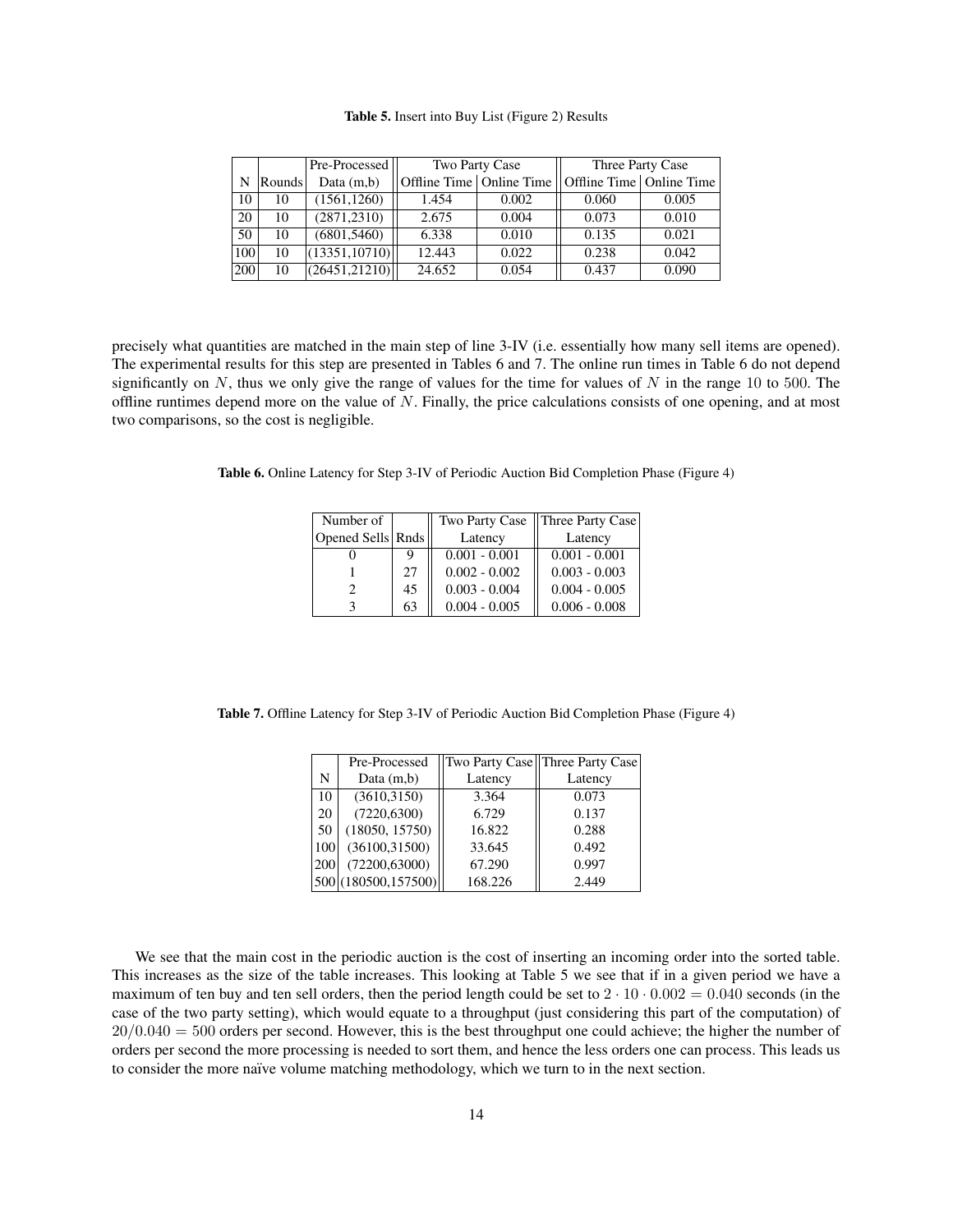**Table 5.** Insert into Buy List (Figure 2) Results

| N | Rounds | Pre-Processed Data (m,b) | Two Party Case Offline Time | Two Party Case Online Time | Three Party Case Offline Time | Three Party Case Online Time |
|---|---|---|---|---|---|---|
| 10 | 10 | (1561,1260) | 1.454 | 0.002 | 0.060 | 0.005 |
| 20 | 10 | (2871,2310) | 2.675 | 0.004 | 0.073 | 0.010 |
| 50 | 10 | (6801,5460) | 6.338 | 0.010 | 0.135 | 0.021 |
| 100 | 10 | (13351,10710) | 12.443 | 0.022 | 0.238 | 0.042 |
| 200 | 10 | (26451,21210) | 24.652 | 0.054 | 0.437 | 0.090 |

precisely what quantities are matched in the main step of line 3-IV (i.e. essentially how many sell items are opened). The experimental results for this step are presented in Tables 6 and 7. The online run times in Table 6 do not depend significantly on $N$, thus we only give the range of values for the time for values of $N$ in the range 10 to 500. The offline runtimes depend more on the value of $N$. Finally, the price calculations consists of one opening, and at most two comparisons, so the cost is negligible.

**Table 6.** Online Latency for Step 3-IV of Periodic Auction Bid Completion Phase (Figure 4)

| Number of Opened Sells | Rnds | Two Party Case Latency | Three Party Case Latency |
|---|---|---|---|
| 0 | 9 | 0.001 - 0.001 | 0.001 - 0.001 |
| 1 | 27 | 0.002 - 0.002 | 0.003 - 0.003 |
| 2 | 45 | 0.003 - 0.004 | 0.004 - 0.005 |
| 3 | 63 | 0.004 - 0.005 | 0.006 - 0.008 |

**Table 7.** Offline Latency for Step 3-IV of Periodic Auction Bid Completion Phase (Figure 4)

| N | Pre-Processed Data (m,b) | Two Party Case Latency | Three Party Case Latency |
|---|---|---|---|
| 10 | (3610,3150) | 3.364 | 0.073 |
| 20 | (7220,6300) | 6.729 | 0.137 |
| 50 | (18050, 15750) | 16.822 | 0.288 |
| 100 | (36100,31500) | 33.645 | 0.492 |
| 200 | (72200,63000) | 67.290 | 0.997 |
| 500 | (180500,157500) | 168.226 | 2.449 |

We see that the main cost in the periodic auction is the cost of inserting an incoming order into the sorted table. This increases as the size of the table increases. This looking at Table 5 we see that if in a given period we have a maximum of ten buy and ten sell orders, then the period length could be set to $2 \cdot 10 \cdot 0.002 = 0.040$ seconds (in the case of the two party setting), which would equate to a throughput (just considering this part of the computation) of $20/0.040 = 500$ orders per second. However, this is the best throughput one could achieve; the higher the number of orders per second the more processing is needed to sort them, and hence the less orders one can process. This leads us to consider the more naïve volume matching methodology, which we turn to in the next section.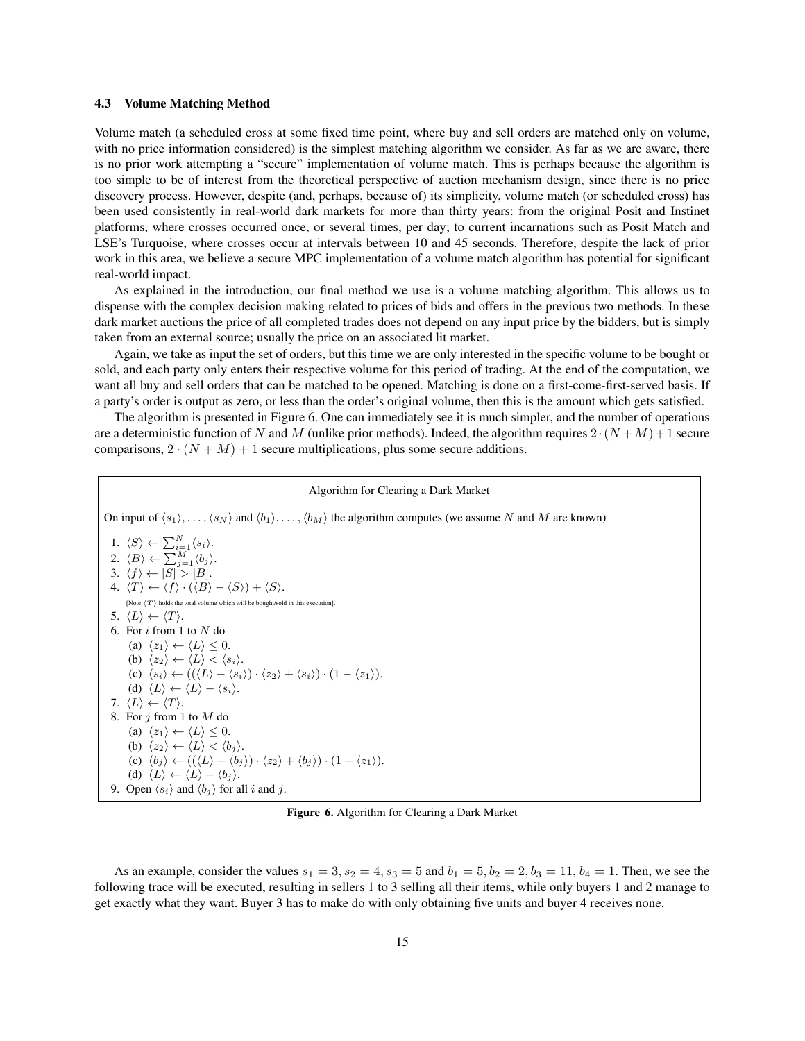### 4.3 Volume Matching Method

Volume match (a scheduled cross at some fixed time point, where buy and sell orders are matched only on volume, with no price information considered) is the simplest matching algorithm we consider. As far as we are aware, there is no prior work attempting a "secure" implementation of volume match. This is perhaps because the algorithm is too simple to be of interest from the theoretical perspective of auction mechanism design, since there is no price discovery process. However, despite (and, perhaps, because of) its simplicity, volume match (or scheduled cross) has been used consistently in real-world dark markets for more than thirty years: from the original Posit and Instinet platforms, where crosses occurred once, or several times, per day; to current incarnations such as Posit Match and LSE's Turquoise, where crosses occur at intervals between 10 and 45 seconds. Therefore, despite the lack of prior work in this area, we believe a secure MPC implementation of a volume match algorithm has potential for significant real-world impact.

As explained in the introduction, our final method we use is a volume matching algorithm. This allows us to dispense with the complex decision making related to prices of bids and offers in the previous two methods. In these dark market auctions the price of all completed trades does not depend on any input price by the bidders, but is simply taken from an external source; usually the price on an associated lit market.

Again, we take as input the set of orders, but this time we are only interested in the specific volume to be bought or sold, and each party only enters their respective volume for this period of trading. At the end of the computation, we want all buy and sell orders that can be matched to be opened. Matching is done on a first-come-first-served basis. If a party's order is output as zero, or less than the order's original volume, then this is the amount which gets satisfied.

The algorithm is presented in Figure 6. One can immediately see it is much simpler, and the number of operations are a deterministic function of $N$ and $M$ (unlike prior methods). Indeed, the algorithm requires $2 \cdot (N+M)+1$ secure comparisons, $2 \cdot (N+M)+1$ secure multiplications, plus some secure additions.

---

**Algorithm for Clearing a Dark Market**

On input of $\langle s_1 \rangle, \ldots, \langle s_N \rangle$ and $\langle b_1 \rangle, \ldots, \langle b_M \rangle$ the algorithm computes (we assume $N$ and $M$ are known)

1. $\langle S \rangle \leftarrow \sum_{i=1}^{N} \langle s_i \rangle$.
2. $\langle B \rangle \leftarrow \sum_{j=1}^{M} \langle b_j \rangle$.
3. $\langle f \rangle \leftarrow [S] > [B]$.
4. $\langle T \rangle \leftarrow \langle f \rangle \cdot (\langle B \rangle - \langle S \rangle) + \langle S \rangle$.
   [Note $\langle T \rangle$ holds the total volume which will be bought/sold in this execution].
5. $\langle L \rangle \leftarrow \langle T \rangle$.
6. For $i$ from 1 to $N$ do
   (a) $\langle z_1 \rangle \leftarrow \langle L \rangle \leq 0$.
   (b) $\langle z_2 \rangle \leftarrow \langle L \rangle < \langle s_i \rangle$.
   (c) $\langle s_i \rangle \leftarrow ((\langle L \rangle - \langle s_i \rangle) \cdot \langle z_2 \rangle + \langle s_i \rangle) \cdot (1 - \langle z_1 \rangle)$.
   (d) $\langle L \rangle \leftarrow \langle L \rangle - \langle s_i \rangle$.
7. $\langle L \rangle \leftarrow \langle T \rangle$.
8. For $j$ from 1 to $M$ do
   (a) $\langle z_1 \rangle \leftarrow \langle L \rangle \leq 0$.
   (b) $\langle z_2 \rangle \leftarrow \langle L \rangle < \langle b_j \rangle$.
   (c) $\langle b_j \rangle \leftarrow ((\langle L \rangle - \langle b_j \rangle) \cdot \langle z_2 \rangle + \langle b_j \rangle) \cdot (1 - \langle z_1 \rangle)$.
   (d) $\langle L \rangle \leftarrow \langle L \rangle - \langle b_j \rangle$.
9. Open $\langle s_i \rangle$ and $\langle b_j \rangle$ for all $i$ and $j$.

---

**Figure 6.** Algorithm for Clearing a Dark Market

As an example, consider the values $s_1 = 3, s_2 = 4, s_3 = 5$ and $b_1 = 5, b_2 = 2, b_3 = 11, b_4 = 1$. Then, we see the following trace will be executed, resulting in sellers 1 to 3 selling all their items, while only buyers 1 and 2 manage to get exactly what they want. Buyer 3 has to make do with only obtaining five units and buyer 4 receives none.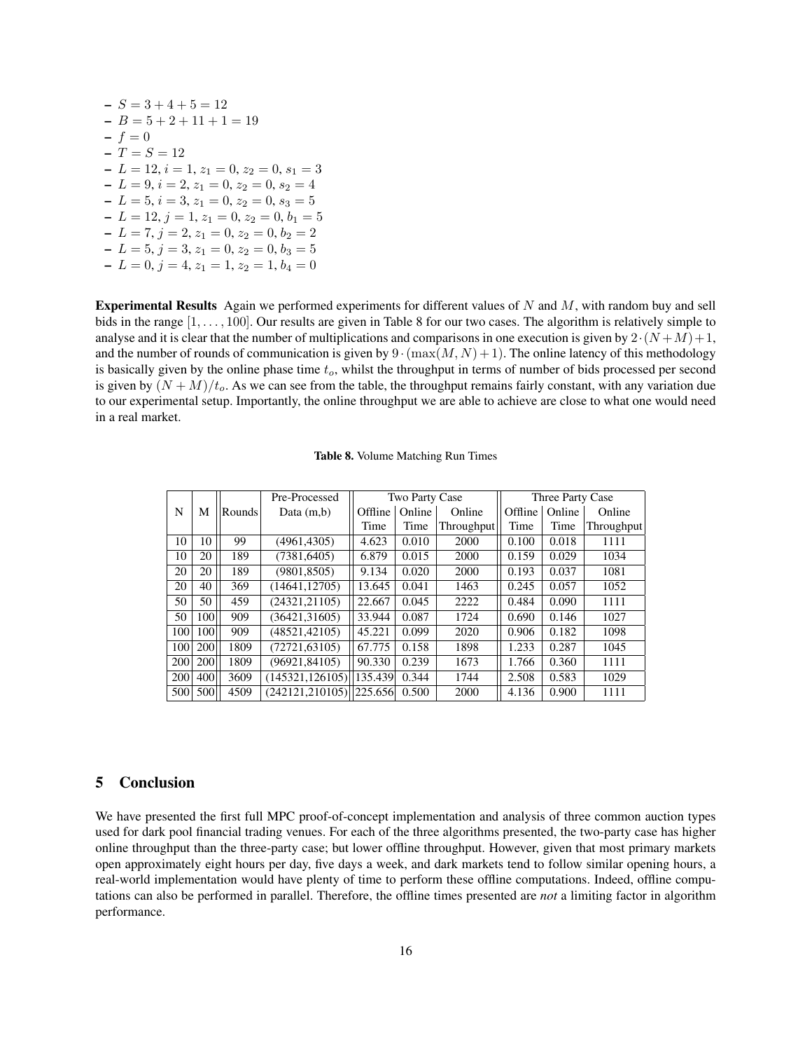- $S = 3 + 4 + 5 = 12$
- $B = 5 + 2 + 11 + 1 = 19$
- $f = 0$
- $T = S = 12$
- $L = 12, i = 1, z_1 = 0, z_2 = 0, s_1 = 3$
- $L = 9, i = 2, z_1 = 0, z_2 = 0, s_2 = 4$
- $L = 5, i = 3, z_1 = 0, z_2 = 0, s_3 = 5$
- $L = 12, j = 1, z_1 = 0, z_2 = 0, b_1 = 5$
- $L = 7, j = 2, z_1 = 0, z_2 = 0, b_2 = 2$
- $L = 5, j = 3, z_1 = 0, z_2 = 0, b_3 = 5$
- $L = 0, j = 4, z_1 = 1, z_2 = 1, b_4 = 0$

**Experimental Results** Again we performed experiments for different values of $N$ and $M$, with random buy and sell bids in the range $[1, \ldots, 100]$. Our results are given in Table 8 for our two cases. The algorithm is relatively simple to analyse and it is clear that the number of multiplications and comparisons in one execution is given by $2 \cdot (N + M) + 1$, and the number of rounds of communication is given by $9 \cdot (\max(M, N) + 1)$. The online latency of this methodology is basically given by the online phase time $t_o$, whilst the throughput in terms of number of bids processed per second is given by $(N + M)/t_o$. As we can see from the table, the throughput remains fairly constant, with any variation due to our experimental setup. Importantly, the online throughput we are able to achieve are close to what one would need in a real market.

**Table 8.** Volume Matching Run Times

| N | M | Rounds | Pre-Processed Data (m,b) | Two Party Case | | | Three Party Case | | |
|---|---|---|---|---|---|---|---|---|---|
| | | | | Offline Time | Online Time | Online Throughput | Offline Time | Online Time | Online Throughput |
| 10 | 10 | 99 | (4961,4305) | 4.623 | 0.010 | 2000 | 0.100 | 0.018 | 1111 |
| 10 | 20 | 189 | (7381,6405) | 6.879 | 0.015 | 2000 | 0.159 | 0.029 | 1034 |
| 20 | 20 | 189 | (9801,8505) | 9.134 | 0.020 | 2000 | 0.193 | 0.037 | 1081 |
| 20 | 40 | 369 | (14641,12705) | 13.645 | 0.041 | 1463 | 0.245 | 0.057 | 1052 |
| 50 | 50 | 459 | (24321,21105) | 22.667 | 0.045 | 2222 | 0.484 | 0.090 | 1111 |
| 50 | 100 | 909 | (36421,31605) | 33.944 | 0.087 | 1724 | 0.690 | 0.146 | 1027 |
| 100 | 100 | 909 | (48521,42105) | 45.221 | 0.099 | 2020 | 0.906 | 0.182 | 1098 |
| 100 | 200 | 1809 | (72721,63105) | 67.775 | 0.158 | 1898 | 1.233 | 0.287 | 1045 |
| 200 | 200 | 1809 | (96921,84105) | 90.330 | 0.239 | 1673 | 1.766 | 0.360 | 1111 |
| 200 | 400 | 3609 | (145321,126105) | 135.439 | 0.344 | 1744 | 2.508 | 0.583 | 1029 |
| 500 | 500 | 4509 | (242121,210105) | 225.656 | 0.500 | 2000 | 4.136 | 0.900 | 1111 |

## 5 Conclusion

We have presented the first full MPC proof-of-concept implementation and analysis of three common auction types used for dark pool financial trading venues. For each of the three algorithms presented, the two-party case has higher online throughput than the three-party case; but lower offline throughput. However, given that most primary markets open approximately eight hours per day, five days a week, and dark markets tend to follow similar opening hours, a real-world implementation would have plenty of time to perform these offline computations. Indeed, offline computations can also be performed in parallel. Therefore, the offline times presented are *not* a limiting factor in algorithm performance.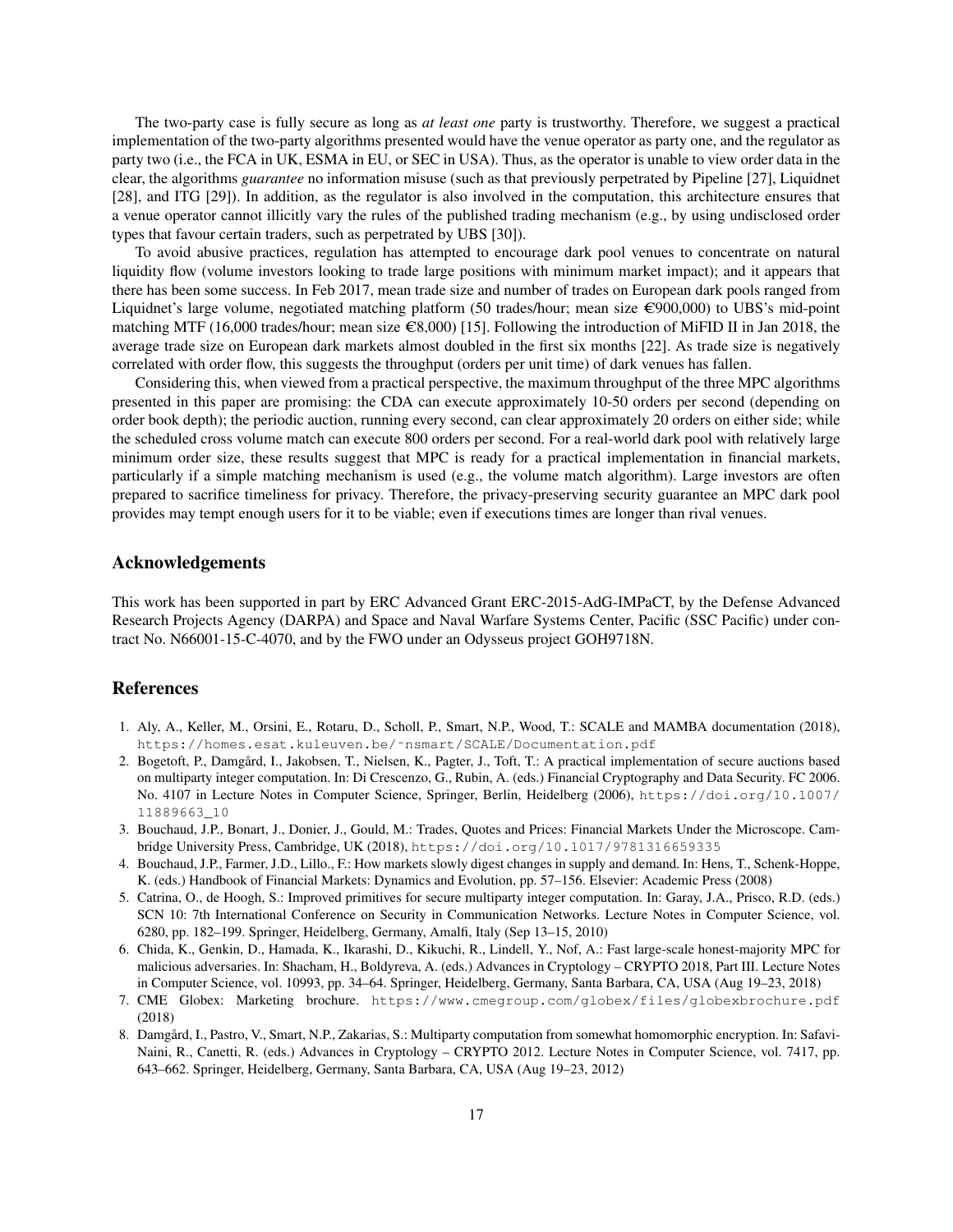The two-party case is fully secure as long as *at least one* party is trustworthy. Therefore, we suggest a practical implementation of the two-party algorithms presented would have the venue operator as party one, and the regulator as party two (i.e., the FCA in UK, ESMA in EU, or SEC in USA). Thus, as the operator is unable to view order data in the clear, the algorithms *guarantee* no information misuse (such as that previously perpetrated by Pipeline [27], Liquidnet [28], and ITG [29]). In addition, as the regulator is also involved in the computation, this architecture ensures that a venue operator cannot illicitly vary the rules of the published trading mechanism (e.g., by using undisclosed order types that favour certain traders, such as perpetrated by UBS [30]).

To avoid abusive practices, regulation has attempted to encourage dark pool venues to concentrate on natural liquidity flow (volume investors looking to trade large positions with minimum market impact); and it appears that there has been some success. In Feb 2017, mean trade size and number of trades on European dark pools ranged from Liquidnet's large volume, negotiated matching platform (50 trades/hour; mean size €900,000) to UBS's mid-point matching MTF (16,000 trades/hour; mean size €8,000) [15]. Following the introduction of MiFID II in Jan 2018, the average trade size on European dark markets almost doubled in the first six months [22]. As trade size is negatively correlated with order flow, this suggests the throughput (orders per unit time) of dark venues has fallen.

Considering this, when viewed from a practical perspective, the maximum throughput of the three MPC algorithms presented in this paper are promising: the CDA can execute approximately 10-50 orders per second (depending on order book depth); the periodic auction, running every second, can clear approximately 20 orders on either side; while the scheduled cross volume match can execute 800 orders per second. For a real-world dark pool with relatively large minimum order size, these results suggest that MPC is ready for a practical implementation in financial markets, particularly if a simple matching mechanism is used (e.g., the volume match algorithm). Large investors are often prepared to sacrifice timeliness for privacy. Therefore, the privacy-preserving security guarantee an MPC dark pool provides may tempt enough users for it to be viable; even if executions times are longer than rival venues.

## Acknowledgements

This work has been supported in part by ERC Advanced Grant ERC-2015-AdG-IMPaCT, by the Defense Advanced Research Projects Agency (DARPA) and Space and Naval Warfare Systems Center, Pacific (SSC Pacific) under contract No. N66001-15-C-4070, and by the FWO under an Odysseus project GOH9718N.

## References

1. Aly, A., Keller, M., Orsini, E., Rotaru, D., Scholl, P., Smart, N.P., Wood, T.: SCALE and MAMBA documentation (2018), https://homes.esat.kuleuven.be/~nsmart/SCALE/Documentation.pdf
2. Bogetoft, P., Damgård, I., Jakobsen, T., Nielsen, K., Pagter, J., Toft, T.: A practical implementation of secure auctions based on multiparty integer computation. In: Di Crescenzo, G., Rubin, A. (eds.) Financial Cryptography and Data Security. FC 2006. No. 4107 in Lecture Notes in Computer Science, Springer, Berlin, Heidelberg (2006), https://doi.org/10.1007/11889663_10
3. Bouchaud, J.P., Bonart, J., Donier, J., Gould, M.: Trades, Quotes and Prices: Financial Markets Under the Microscope. Cambridge University Press, Cambridge, UK (2018), https://doi.org/10.1017/9781316659335
4. Bouchaud, J.P., Farmer, J.D., Lillo., F.: How markets slowly digest changes in supply and demand. In: Hens, T., Schenk-Hoppe, K. (eds.) Handbook of Financial Markets: Dynamics and Evolution, pp. 57–156. Elsevier: Academic Press (2008)
5. Catrina, O., de Hoogh, S.: Improved primitives for secure multiparty integer computation. In: Garay, J.A., Prisco, R.D. (eds.) SCN 10: 7th International Conference on Security in Communication Networks. Lecture Notes in Computer Science, vol. 6280, pp. 182–199. Springer, Heidelberg, Germany, Amalfi, Italy (Sep 13–15, 2010)
6. Chida, K., Genkin, D., Hamada, K., Ikarashi, D., Kikuchi, R., Lindell, Y., Nof, A.: Fast large-scale honest-majority MPC for malicious adversaries. In: Shacham, H., Boldyreva, A. (eds.) Advances in Cryptology – CRYPTO 2018, Part III. Lecture Notes in Computer Science, vol. 10993, pp. 34–64. Springer, Heidelberg, Germany, Santa Barbara, CA, USA (Aug 19–23, 2018)
7. CME Globex: Marketing brochure. https://www.cmegroup.com/globex/files/globexbrochure.pdf (2018)
8. Damgård, I., Pastro, V., Smart, N.P., Zakarias, S.: Multiparty computation from somewhat homomorphic encryption. In: Safavi-Naini, R., Canetti, R. (eds.) Advances in Cryptology – CRYPTO 2012. Lecture Notes in Computer Science, vol. 7417, pp. 643–662. Springer, Heidelberg, Germany, Santa Barbara, CA, USA (Aug 19–23, 2012)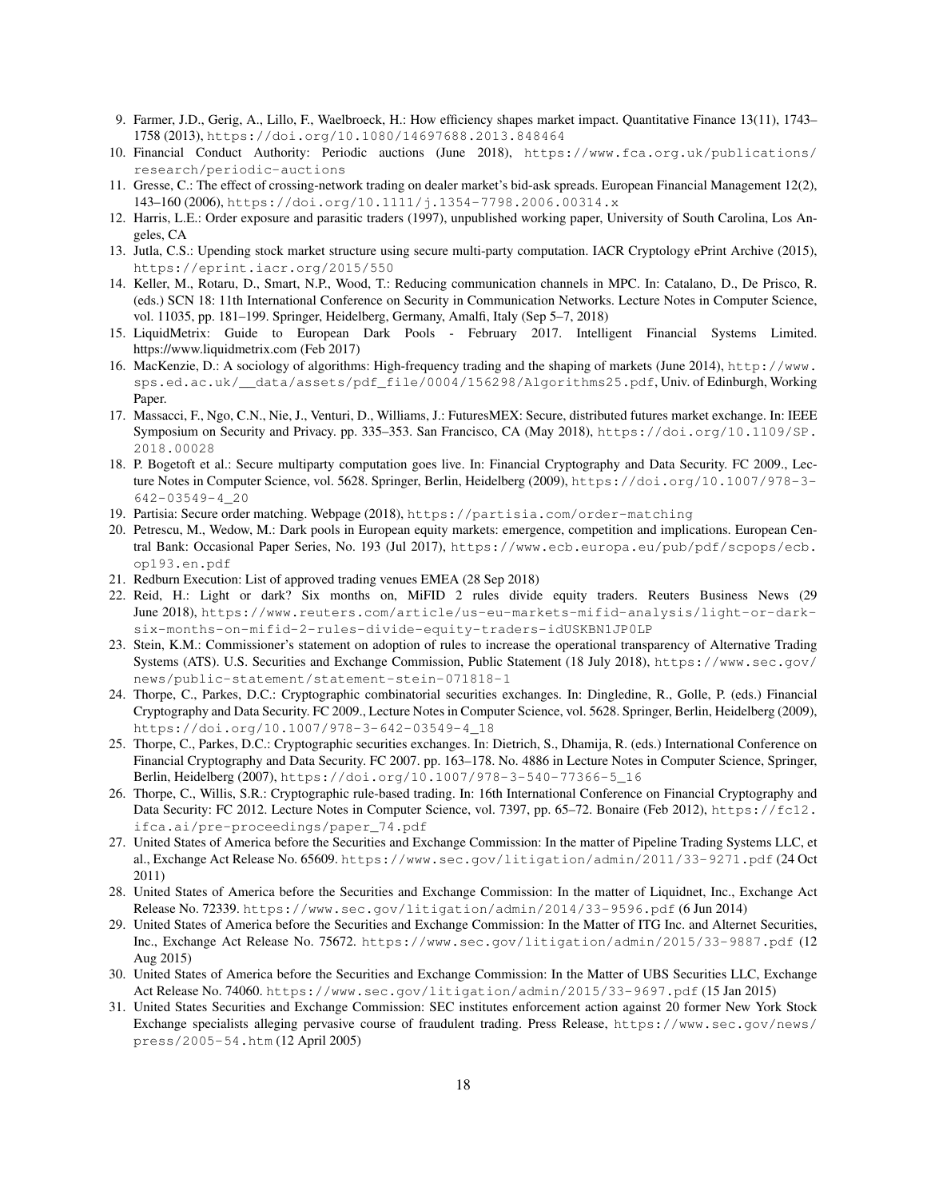9. Farmer, J.D., Gerig, A., Lillo, F., Waelbroeck, H.: How efficiency shapes market impact. Quantitative Finance 13(11), 1743–1758 (2013), https://doi.org/10.1080/14697688.2013.848464
10. Financial Conduct Authority: Periodic auctions (June 2018), https://www.fca.org.uk/publications/research/periodic-auctions
11. Gresse, C.: The effect of crossing-network trading on dealer market's bid-ask spreads. European Financial Management 12(2), 143–160 (2006), https://doi.org/10.1111/j.1354-7798.2006.00314.x
12. Harris, L.E.: Order exposure and parasitic traders (1997), unpublished working paper, University of South Carolina, Los Angeles, CA
13. Jutla, C.S.: Upending stock market structure using secure multi-party computation. IACR Cryptology ePrint Archive (2015), https://eprint.iacr.org/2015/550
14. Keller, M., Rotaru, D., Smart, N.P., Wood, T.: Reducing communication channels in MPC. In: Catalano, D., De Prisco, R. (eds.) SCN 18: 11th International Conference on Security in Communication Networks. Lecture Notes in Computer Science, vol. 11035, pp. 181–199. Springer, Heidelberg, Germany, Amalfi, Italy (Sep 5–7, 2018)
15. LiquidMetrix: Guide to European Dark Pools - February 2017. Intelligent Financial Systems Limited. https://www.liquidmetrix.com (Feb 2017)
16. MacKenzie, D.: A sociology of algorithms: High-frequency trading and the shaping of markets (June 2014), http://www.sps.ed.ac.uk/__data/assets/pdf_file/0004/156298/Algorithms25.pdf, Univ. of Edinburgh, Working Paper.
17. Massacci, F., Ngo, C.N., Nie, J., Venturi, D., Williams, J.: FuturesMEX: Secure, distributed futures market exchange. In: IEEE Symposium on Security and Privacy. pp. 335–353. San Francisco, CA (May 2018), https://doi.org/10.1109/SP.2018.00028
18. P. Bogetoft et al.: Secure multiparty computation goes live. In: Financial Cryptography and Data Security. FC 2009., Lecture Notes in Computer Science, vol. 5628. Springer, Berlin, Heidelberg (2009), https://doi.org/10.1007/978-3-642-03549-4_20
19. Partisia: Secure order matching. Webpage (2018), https://partisia.com/order-matching
20. Petrescu, M., Wedow, M.: Dark pools in European equity markets: emergence, competition and implications. European Central Bank: Occasional Paper Series, No. 193 (Jul 2017), https://www.ecb.europa.eu/pub/pdf/scpops/ecb.op193.en.pdf
21. Redburn Execution: List of approved trading venues EMEA (28 Sep 2018)
22. Reid, H.: Light or dark? Six months on, MiFID 2 rules divide equity traders. Reuters Business News (29 June 2018), https://www.reuters.com/article/us-eu-markets-mifid-analysis/light-or-dark-six-months-on-mifid-2-rules-divide-equity-traders-idUSKBN1JP0LP
23. Stein, K.M.: Commissioner's statement on adoption of rules to increase the operational transparency of Alternative Trading Systems (ATS). U.S. Securities and Exchange Commission, Public Statement (18 July 2018), https://www.sec.gov/news/public-statement/statement-stein-071818-1
24. Thorpe, C., Parkes, D.C.: Cryptographic combinatorial securities exchanges. In: Dingledine, R., Golle, P. (eds.) Financial Cryptography and Data Security. FC 2009., Lecture Notes in Computer Science, vol. 5628. Springer, Berlin, Heidelberg (2009), https://doi.org/10.1007/978-3-642-03549-4_18
25. Thorpe, C., Parkes, D.C.: Cryptographic securities exchanges. In: Dietrich, S., Dhamija, R. (eds.) International Conference on Financial Cryptography and Data Security. FC 2007. pp. 163–178. No. 4886 in Lecture Notes in Computer Science, Springer, Berlin, Heidelberg (2007), https://doi.org/10.1007/978-3-540-77366-5_16
26. Thorpe, C., Willis, S.R.: Cryptographic rule-based trading. In: 16th International Conference on Financial Cryptography and Data Security: FC 2012. Lecture Notes in Computer Science, vol. 7397, pp. 65–72. Bonaire (Feb 2012), https://fc12.ifca.ai/pre-proceedings/paper_74.pdf
27. United States of America before the Securities and Exchange Commission: In the matter of Pipeline Trading Systems LLC, et al., Exchange Act Release No. 65609. https://www.sec.gov/litigation/admin/2011/33-9271.pdf (24 Oct 2011)
28. United States of America before the Securities and Exchange Commission: In the matter of Liquidnet, Inc., Exchange Act Release No. 72339. https://www.sec.gov/litigation/admin/2014/33-9596.pdf (6 Jun 2014)
29. United States of America before the Securities and Exchange Commission: In the Matter of ITG Inc. and Alternet Securities, Inc., Exchange Act Release No. 75672. https://www.sec.gov/litigation/admin/2015/33-9887.pdf (12 Aug 2015)
30. United States of America before the Securities and Exchange Commission: In the Matter of UBS Securities LLC, Exchange Act Release No. 74060. https://www.sec.gov/litigation/admin/2015/33-9697.pdf (15 Jan 2015)
31. United States Securities and Exchange Commission: SEC institutes enforcement action against 20 former New York Stock Exchange specialists alleging pervasive course of fraudulent trading. Press Release, https://www.sec.gov/news/press/2005-54.htm (12 April 2005)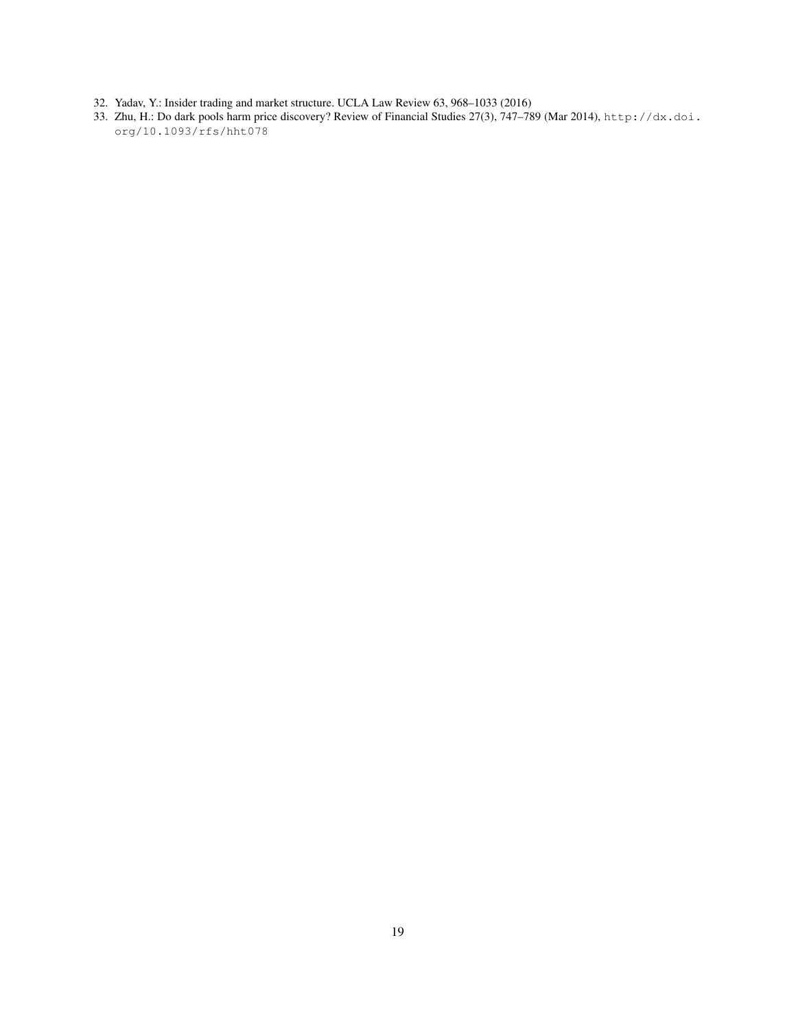32. Yadav, Y.: Insider trading and market structure. UCLA Law Review 63, 968–1033 (2016)
33. Zhu, H.: Do dark pools harm price discovery? Review of Financial Studies 27(3), 747–789 (Mar 2014), http://dx.doi.org/10.1093/rfs/hht078